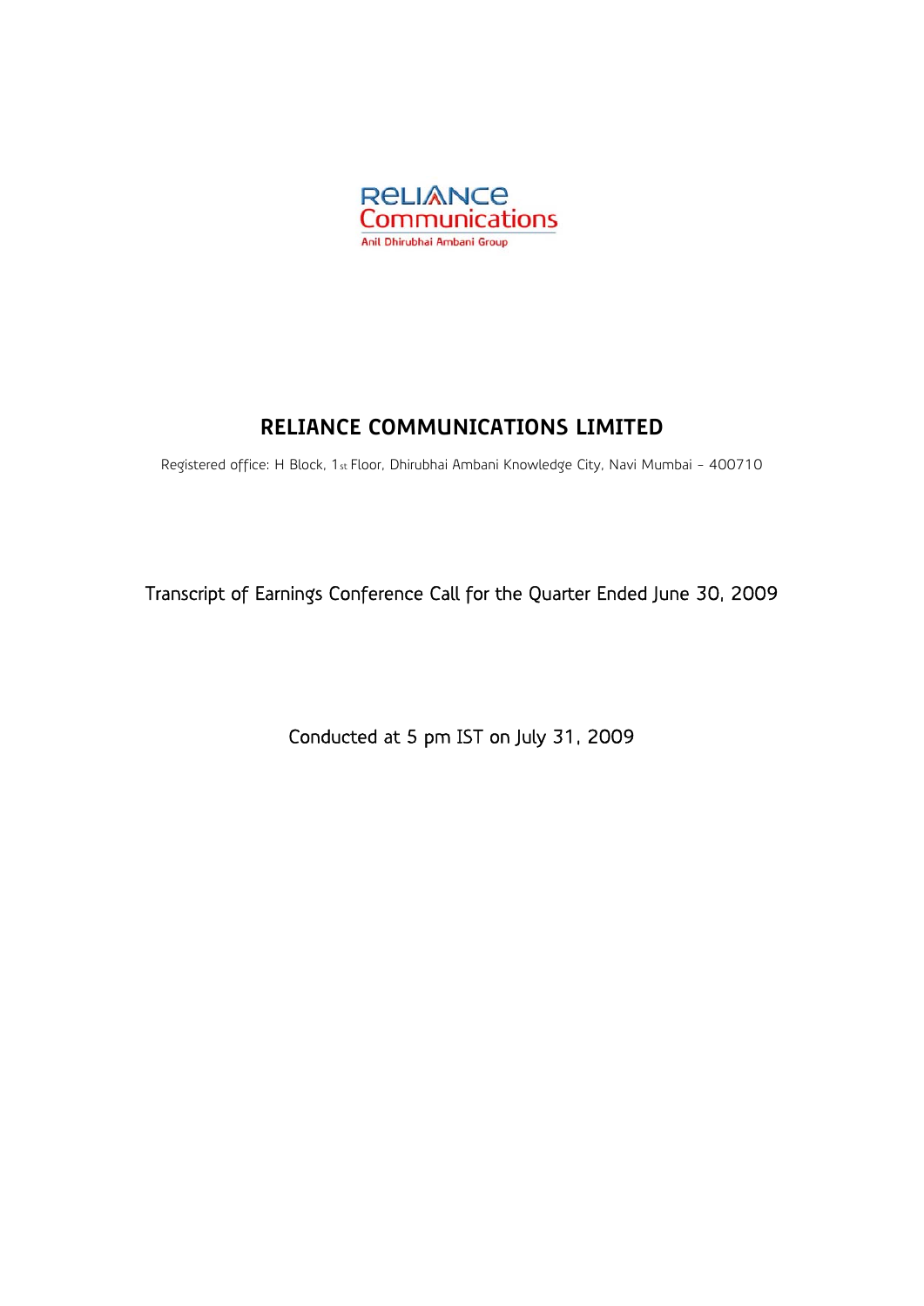# RELIANCE COMMUNICATIONS LIMITED

Registered office: H Block, 1st Floor, Dhirubhai Ambani Knowledge City, Navi Mumbai - 400710

Transcript of Earnings Conference Call for the Quarter Ended June 30, 2009

Conducted at 5 pm IST on July 31, 2009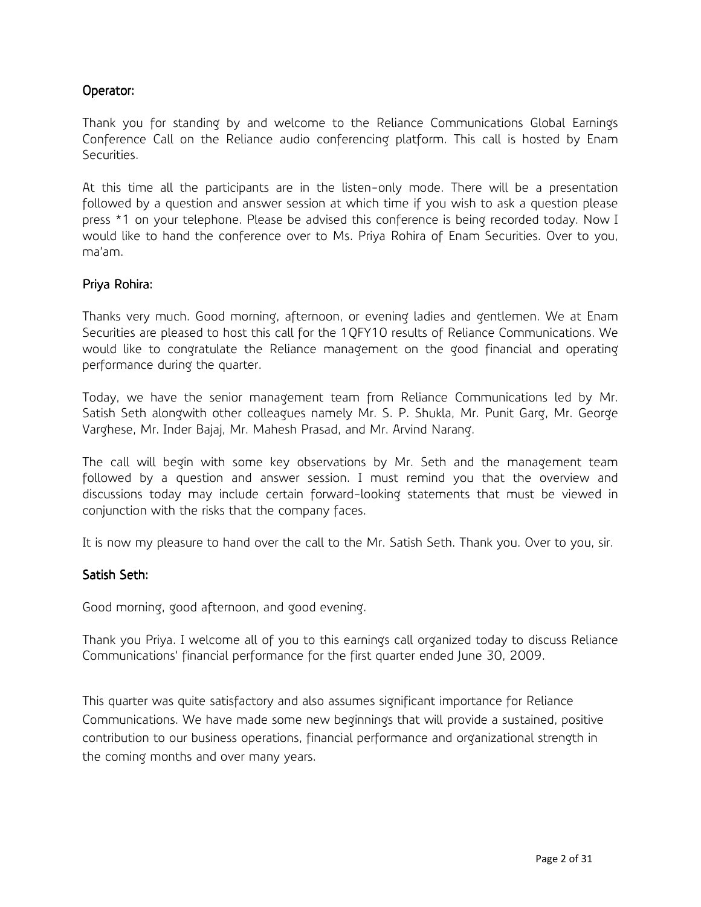**Operator:**

Thank you for standing by and welcome to the Reliance Communications Global Earnings Conference Call on the Reliance audio conferencing platform. This call is hosted by Enam Securities.

At this time all the participants are in the listen-only mode. There will be a presentation followed by a question and answer session at which time if you wish to ask a question please press *1 on your telephone. Please be advised this conference is being recorded today. Now I would like to hand the conference over to Ms. Priya Rohira of Enam Securities. Over to you, ma'am.

**Priya Rohira:**

Thanks very much. Good morning, afternoon, or evening ladies and gentlemen. We at Enam Securities are pleased to host this call for the 1QFY10 results of Reliance Communications. We would like to congratulate the Reliance management on the good financial and operating performance during the quarter.

Today, we have the senior management team from Reliance Communications led by Mr. Satish Seth alongwith other colleagues namely Mr. S. P. Shukla, Mr. Punit Garg, Mr. George Varghese, Mr. Inder Bajaj, Mr. Mahesh Prasad, and Mr. Arvind Narang.

The call will begin with some key observations by Mr. Seth and the management team followed by a question and answer session. I must remind you that the overview and discussions today may include certain forward-looking statements that must be viewed in conjunction with the risks that the company faces.

It is now my pleasure to hand over the call to the Mr. Satish Seth. Thank you. Over to you, sir.

**Satish Seth:**

Good morning, good afternoon, and good evening.

Thank you Priya. I welcome all of you to this earnings call organized today to discuss Reliance Communications' financial performance for the first quarter ended June 30, 2009.

This quarter was quite satisfactory and also assumes significant importance for Reliance Communications. We have made some new beginnings that will provide a sustained, positive contribution to our business operations, financial performance and organizational strength in the coming months and over many years.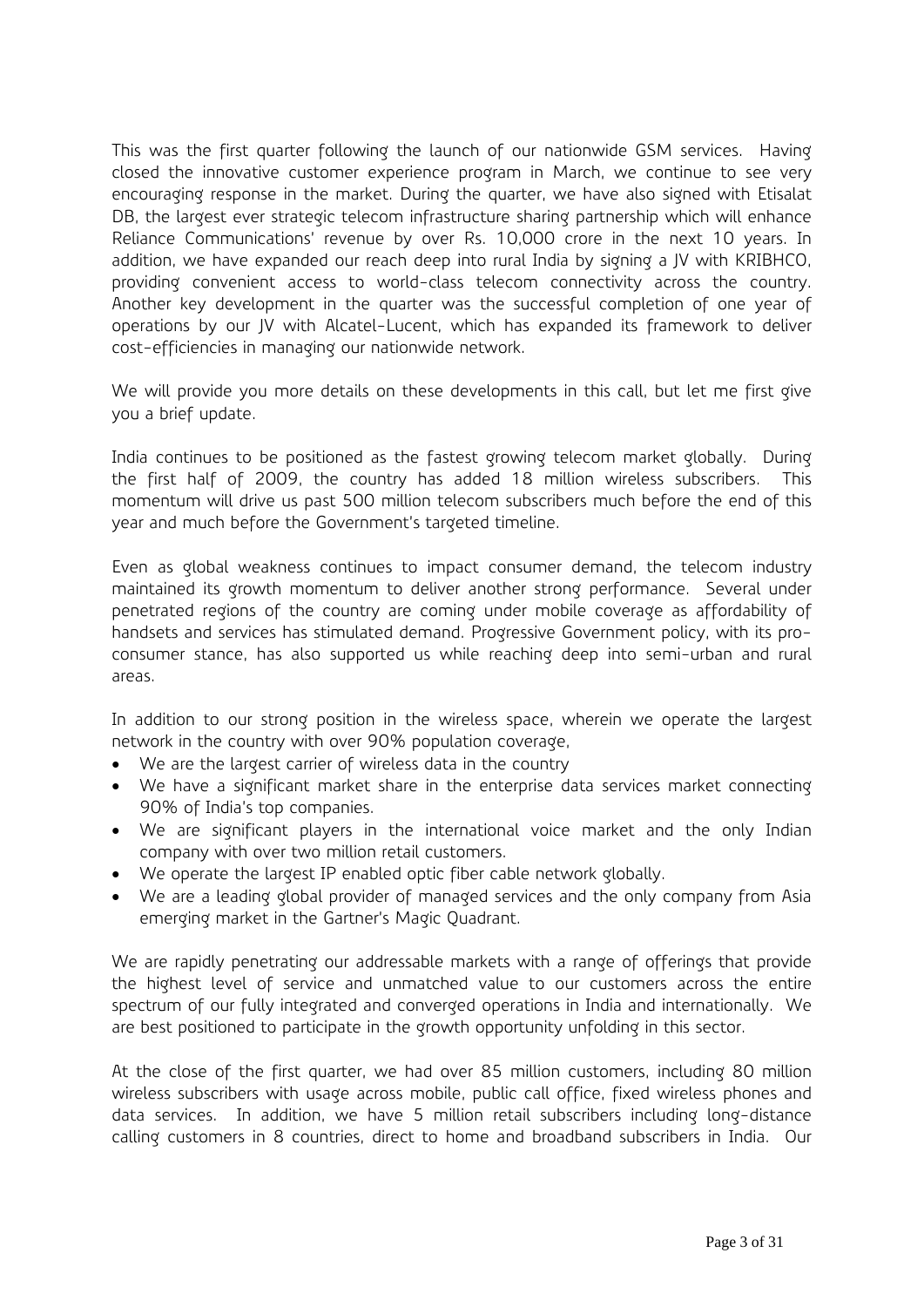This was the first quarter following the launch of our nationwide GSM services. Having closed the innovative customer experience program in March, we continue to see very encouraging response in the market. During the quarter, we have also signed with Etisalat DB, the largest ever strategic telecom infrastructure sharing partnership which will enhance Reliance Communications' revenue by over Rs. 10,000 crore in the next 10 years. In addition, we have expanded our reach deep into rural India by signing a JV with KRIBHCO, providing convenient access to world-class telecom connectivity across the country. Another key development in the quarter was the successful completion of one year of operations by our JV with Alcatel-Lucent, which has expanded its framework to deliver cost-efficiencies in managing our nationwide network.

We will provide you more details on these developments in this call, but let me first give you a brief update.

India continues to be positioned as the fastest growing telecom market globally. During the first half of 2009, the country has added 18 million wireless subscribers. This momentum will drive us past 500 million telecom subscribers much before the end of this year and much before the Government's targeted timeline.

Even as global weakness continues to impact consumer demand, the telecom industry maintained its growth momentum to deliver another strong performance. Several under penetrated regions of the country are coming under mobile coverage as affordability of handsets and services has stimulated demand. Progressive Government policy, with its pro-consumer stance, has also supported us while reaching deep into semi-urban and rural areas.

In addition to our strong position in the wireless space, wherein we operate the largest network in the country with over 90% population coverage,

- We are the largest carrier of wireless data in the country
- We have a significant market share in the enterprise data services market connecting 90% of India's top companies.
- We are significant players in the international voice market and the only Indian company with over two million retail customers.
- We operate the largest IP enabled optic fiber cable network globally.
- We are a leading global provider of managed services and the only company from Asia emerging market in the Gartner's Magic Quadrant.

We are rapidly penetrating our addressable markets with a range of offerings that provide the highest level of service and unmatched value to our customers across the entire spectrum of our fully integrated and converged operations in India and internationally. We are best positioned to participate in the growth opportunity unfolding in this sector.

At the close of the first quarter, we had over 85 million customers, including 80 million wireless subscribers with usage across mobile, public call office, fixed wireless phones and data services. In addition, we have 5 million retail subscribers including long-distance calling customers in 8 countries, direct to home and broadband subscribers in India. Our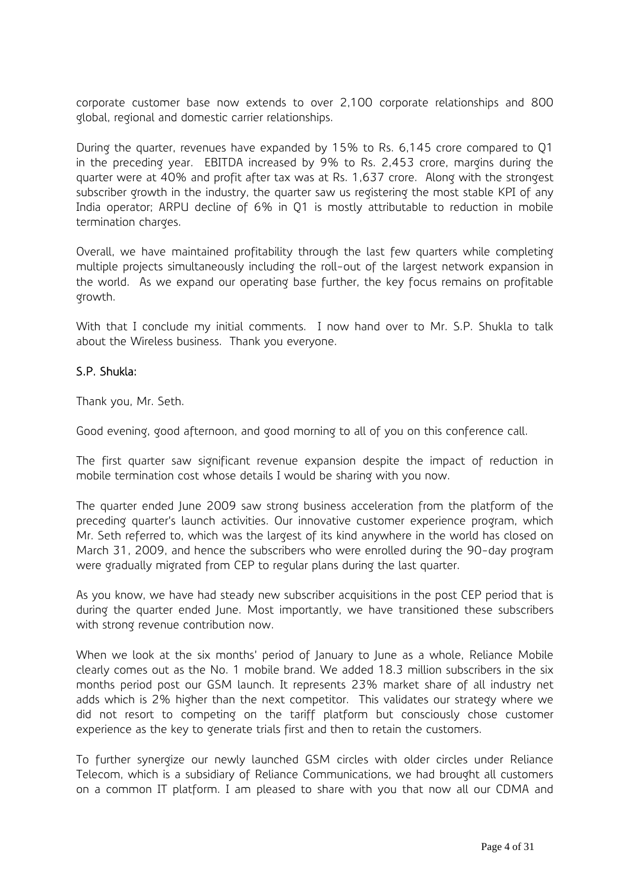corporate customer base now extends to over 2,100 corporate relationships and 800 global, regional and domestic carrier relationships.

During the quarter, revenues have expanded by 15% to Rs. 6,145 crore compared to Q1 in the preceding year. EBITDA increased by 9% to Rs. 2,453 crore, margins during the quarter were at 40% and profit after tax was at Rs. 1,637 crore. Along with the strongest subscriber growth in the industry, the quarter saw us registering the most stable KPI of any India operator; ARPU decline of 6% in Q1 is mostly attributable to reduction in mobile termination charges.

Overall, we have maintained profitability through the last few quarters while completing multiple projects simultaneously including the roll-out of the largest network expansion in the world. As we expand our operating base further, the key focus remains on profitable growth.

With that I conclude my initial comments. I now hand over to Mr. S.P. Shukla to talk about the Wireless business. Thank you everyone.

**S.P. Shukla:**

Thank you, Mr. Seth.

Good evening, good afternoon, and good morning to all of you on this conference call.

The first quarter saw significant revenue expansion despite the impact of reduction in mobile termination cost whose details I would be sharing with you now.

The quarter ended June 2009 saw strong business acceleration from the platform of the preceding quarter's launch activities. Our innovative customer experience program, which Mr. Seth referred to, which was the largest of its kind anywhere in the world has closed on March 31, 2009, and hence the subscribers who were enrolled during the 90-day program were gradually migrated from CEP to regular plans during the last quarter.

As you know, we have had steady new subscriber acquisitions in the post CEP period that is during the quarter ended June. Most importantly, we have transitioned these subscribers with strong revenue contribution now.

When we look at the six months' period of January to June as a whole, Reliance Mobile clearly comes out as the No. 1 mobile brand. We added 18.3 million subscribers in the six months period post our GSM launch. It represents 23% market share of all industry net adds which is 2% higher than the next competitor. This validates our strategy where we did not resort to competing on the tariff platform but consciously chose customer experience as the key to generate trials first and then to retain the customers.

To further synergize our newly launched GSM circles with older circles under Reliance Telecom, which is a subsidiary of Reliance Communications, we had brought all customers on a common IT platform. I am pleased to share with you that now all our CDMA and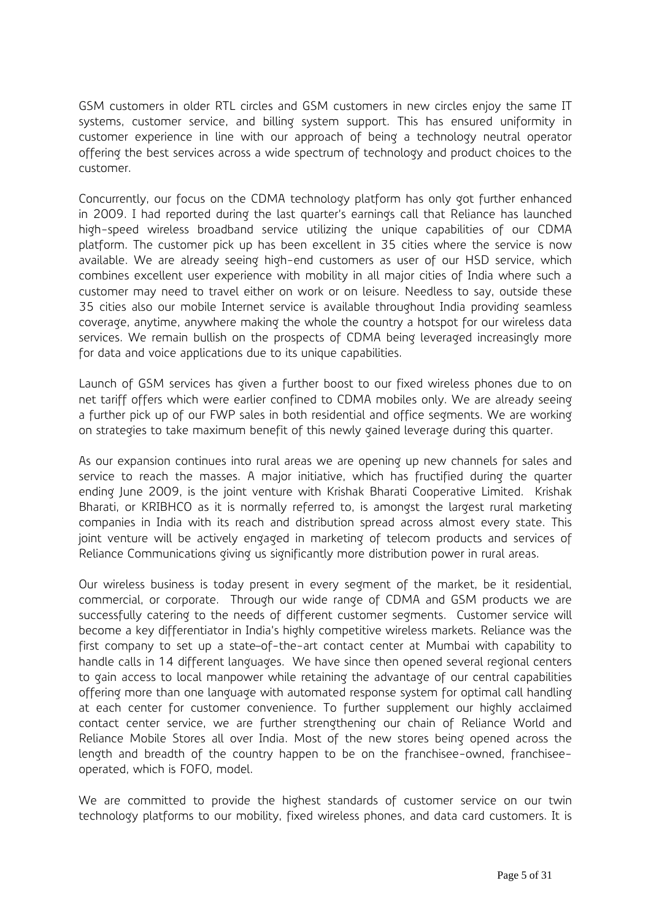GSM customers in older RTL circles and GSM customers in new circles enjoy the same IT systems, customer service, and billing system support. This has ensured uniformity in customer experience in line with our approach of being a technology neutral operator offering the best services across a wide spectrum of technology and product choices to the customer.

Concurrently, our focus on the CDMA technology platform has only got further enhanced in 2009. I had reported during the last quarter's earnings call that Reliance has launched high-speed wireless broadband service utilizing the unique capabilities of our CDMA platform. The customer pick up has been excellent in 35 cities where the service is now available. We are already seeing high-end customers as user of our HSD service, which combines excellent user experience with mobility in all major cities of India where such a customer may need to travel either on work or on leisure. Needless to say, outside these 35 cities also our mobile Internet service is available throughout India providing seamless coverage, anytime, anywhere making the whole the country a hotspot for our wireless data services. We remain bullish on the prospects of CDMA being leveraged increasingly more for data and voice applications due to its unique capabilities.

Launch of GSM services has given a further boost to our fixed wireless phones due to on net tariff offers which were earlier confined to CDMA mobiles only. We are already seeing a further pick up of our FWP sales in both residential and office segments. We are working on strategies to take maximum benefit of this newly gained leverage during this quarter.

As our expansion continues into rural areas we are opening up new channels for sales and service to reach the masses. A major initiative, which has fructified during the quarter ending June 2009, is the joint venture with Krishak Bharati Cooperative Limited. Krishak Bharati, or KRIBHCO as it is normally referred to, is amongst the largest rural marketing companies in India with its reach and distribution spread across almost every state. This joint venture will be actively engaged in marketing of telecom products and services of Reliance Communications giving us significantly more distribution power in rural areas.

Our wireless business is today present in every segment of the market, be it residential, commercial, or corporate. Through our wide range of CDMA and GSM products we are successfully catering to the needs of different customer segments. Customer service will become a key differentiator in India's highly competitive wireless markets. Reliance was the first company to set up a state–of-the-art contact center at Mumbai with capability to handle calls in 14 different languages. We have since then opened several regional centers to gain access to local manpower while retaining the advantage of our central capabilities offering more than one language with automated response system for optimal call handling at each center for customer convenience. To further supplement our highly acclaimed contact center service, we are further strengthening our chain of Reliance World and Reliance Mobile Stores all over India. Most of the new stores being opened across the length and breadth of the country happen to be on the franchisee-owned, franchisee-operated, which is FOFO, model.

We are committed to provide the highest standards of customer service on our twin technology platforms to our mobility, fixed wireless phones, and data card customers. It is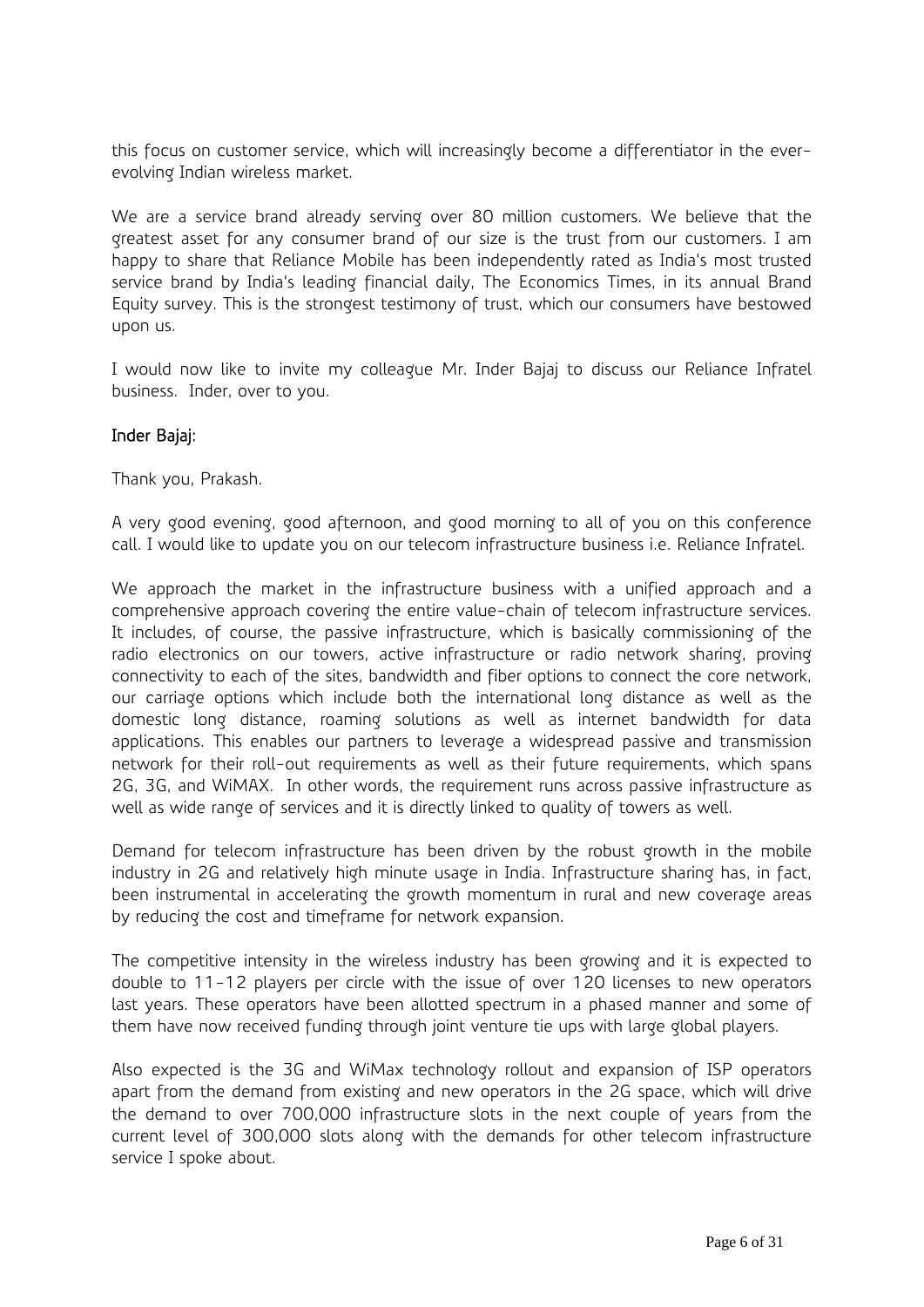this focus on customer service, which will increasingly become a differentiator in the ever-evolving Indian wireless market.

We are a service brand already serving over 80 million customers. We believe that the greatest asset for any consumer brand of our size is the trust from our customers. I am happy to share that Reliance Mobile has been independently rated as India's most trusted service brand by India's leading financial daily, The Economics Times, in its annual Brand Equity survey. This is the strongest testimony of trust, which our consumers have bestowed upon us.

I would now like to invite my colleague Mr. Inder Bajaj to discuss our Reliance Infratel business. Inder, over to you.

**Inder Bajaj:**

Thank you, Prakash.

A very good evening, good afternoon, and good morning to all of you on this conference call. I would like to update you on our telecom infrastructure business i.e. Reliance Infratel.

We approach the market in the infrastructure business with a unified approach and a comprehensive approach covering the entire value-chain of telecom infrastructure services. It includes, of course, the passive infrastructure, which is basically commissioning of the radio electronics on our towers, active infrastructure or radio network sharing, proving connectivity to each of the sites, bandwidth and fiber options to connect the core network, our carriage options which include both the international long distance as well as the domestic long distance, roaming solutions as well as internet bandwidth for data applications. This enables our partners to leverage a widespread passive and transmission network for their roll-out requirements as well as their future requirements, which spans 2G, 3G, and WiMAX. In other words, the requirement runs across passive infrastructure as well as wide range of services and it is directly linked to quality of towers as well.

Demand for telecom infrastructure has been driven by the robust growth in the mobile industry in 2G and relatively high minute usage in India. Infrastructure sharing has, in fact, been instrumental in accelerating the growth momentum in rural and new coverage areas by reducing the cost and timeframe for network expansion.

The competitive intensity in the wireless industry has been growing and it is expected to double to 11-12 players per circle with the issue of over 120 licenses to new operators last years. These operators have been allotted spectrum in a phased manner and some of them have now received funding through joint venture tie ups with large global players.

Also expected is the 3G and WiMax technology rollout and expansion of ISP operators apart from the demand from existing and new operators in the 2G space, which will drive the demand to over 700,000 infrastructure slots in the next couple of years from the current level of 300,000 slots along with the demands for other telecom infrastructure service I spoke about.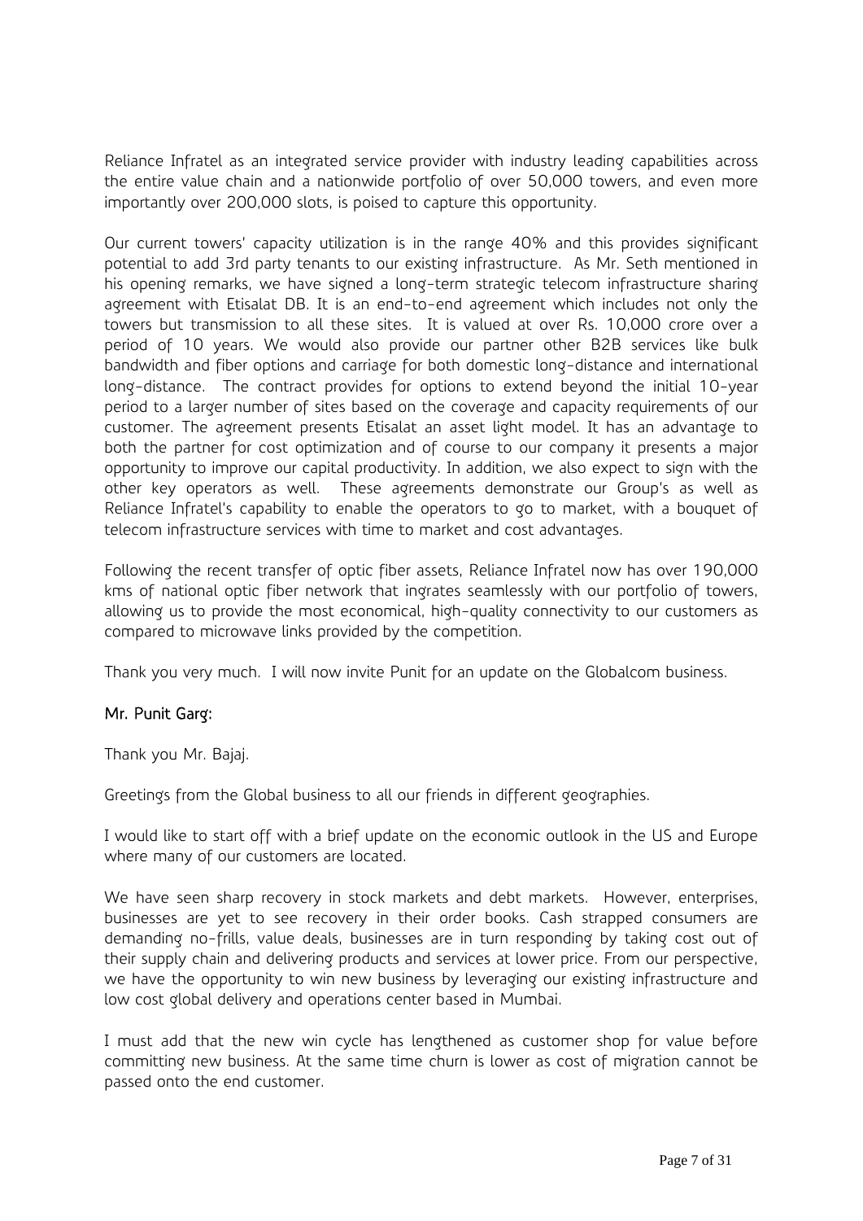Reliance Infratel as an integrated service provider with industry leading capabilities across the entire value chain and a nationwide portfolio of over 50,000 towers, and even more importantly over 200,000 slots, is poised to capture this opportunity.

Our current towers' capacity utilization is in the range 40% and this provides significant potential to add 3rd party tenants to our existing infrastructure. As Mr. Seth mentioned in his opening remarks, we have signed a long-term strategic telecom infrastructure sharing agreement with Etisalat DB. It is an end-to-end agreement which includes not only the towers but transmission to all these sites. It is valued at over Rs. 10,000 crore over a period of 10 years. We would also provide our partner other B2B services like bulk bandwidth and fiber options and carriage for both domestic long-distance and international long-distance. The contract provides for options to extend beyond the initial 10-year period to a larger number of sites based on the coverage and capacity requirements of our customer. The agreement presents Etisalat an asset light model. It has an advantage to both the partner for cost optimization and of course to our company it presents a major opportunity to improve our capital productivity. In addition, we also expect to sign with the other key operators as well. These agreements demonstrate our Group's as well as Reliance Infratel's capability to enable the operators to go to market, with a bouquet of telecom infrastructure services with time to market and cost advantages.

Following the recent transfer of optic fiber assets, Reliance Infratel now has over 190,000 kms of national optic fiber network that ingrates seamlessly with our portfolio of towers, allowing us to provide the most economical, high-quality connectivity to our customers as compared to microwave links provided by the competition.

Thank you very much. I will now invite Punit for an update on the Globalcom business.

**Mr. Punit Garg:**

Thank you Mr. Bajaj.

Greetings from the Global business to all our friends in different geographies.

I would like to start off with a brief update on the economic outlook in the US and Europe where many of our customers are located.

We have seen sharp recovery in stock markets and debt markets. However, enterprises, businesses are yet to see recovery in their order books. Cash strapped consumers are demanding no-frills, value deals, businesses are in turn responding by taking cost out of their supply chain and delivering products and services at lower price. From our perspective, we have the opportunity to win new business by leveraging our existing infrastructure and low cost global delivery and operations center based in Mumbai.

I must add that the new win cycle has lengthened as customer shop for value before committing new business. At the same time churn is lower as cost of migration cannot be passed onto the end customer.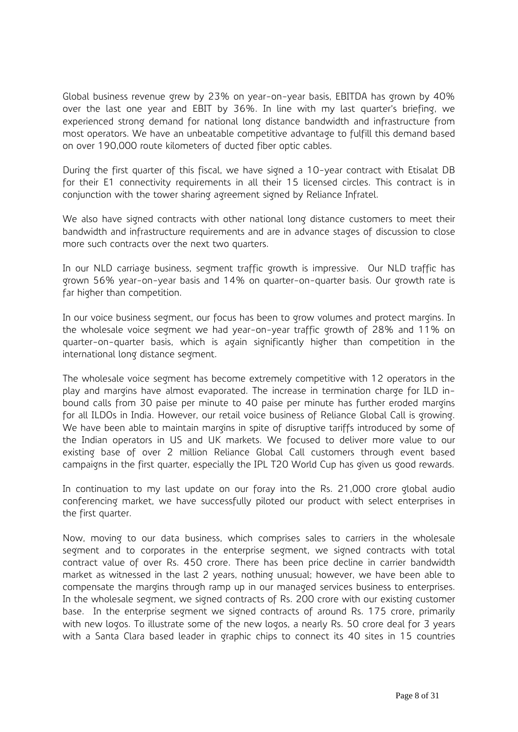Global business revenue grew by 23% on year-on-year basis, EBITDA has grown by 40% over the last one year and EBIT by 36%. In line with my last quarter's briefing, we experienced strong demand for national long distance bandwidth and infrastructure from most operators. We have an unbeatable competitive advantage to fulfill this demand based on over 190,000 route kilometers of ducted fiber optic cables.

During the first quarter of this fiscal, we have signed a 10-year contract with Etisalat DB for their E1 connectivity requirements in all their 15 licensed circles. This contract is in conjunction with the tower sharing agreement signed by Reliance Infratel.

We also have signed contracts with other national long distance customers to meet their bandwidth and infrastructure requirements and are in advance stages of discussion to close more such contracts over the next two quarters.

In our NLD carriage business, segment traffic growth is impressive. Our NLD traffic has grown 56% year-on-year basis and 14% on quarter-on-quarter basis. Our growth rate is far higher than competition.

In our voice business segment, our focus has been to grow volumes and protect margins. In the wholesale voice segment we had year-on-year traffic growth of 28% and 11% on quarter-on-quarter basis, which is again significantly higher than competition in the international long distance segment.

The wholesale voice segment has become extremely competitive with 12 operators in the play and margins have almost evaporated. The increase in termination charge for ILD in-bound calls from 30 paise per minute to 40 paise per minute has further eroded margins for all ILDOs in India. However, our retail voice business of Reliance Global Call is growing. We have been able to maintain margins in spite of disruptive tariffs introduced by some of the Indian operators in US and UK markets. We focused to deliver more value to our existing base of over 2 million Reliance Global Call customers through event based campaigns in the first quarter, especially the IPL T20 World Cup has given us good rewards.

In continuation to my last update on our foray into the Rs. 21,000 crore global audio conferencing market, we have successfully piloted our product with select enterprises in the first quarter.

Now, moving to our data business, which comprises sales to carriers in the wholesale segment and to corporates in the enterprise segment, we signed contracts with total contract value of over Rs. 450 crore. There has been price decline in carrier bandwidth market as witnessed in the last 2 years, nothing unusual; however, we have been able to compensate the margins through ramp up in our managed services business to enterprises. In the wholesale segment, we signed contracts of Rs. 200 crore with our existing customer base. In the enterprise segment we signed contracts of around Rs. 175 crore, primarily with new logos. To illustrate some of the new logos, a nearly Rs. 50 crore deal for 3 years with a Santa Clara based leader in graphic chips to connect its 40 sites in 15 countries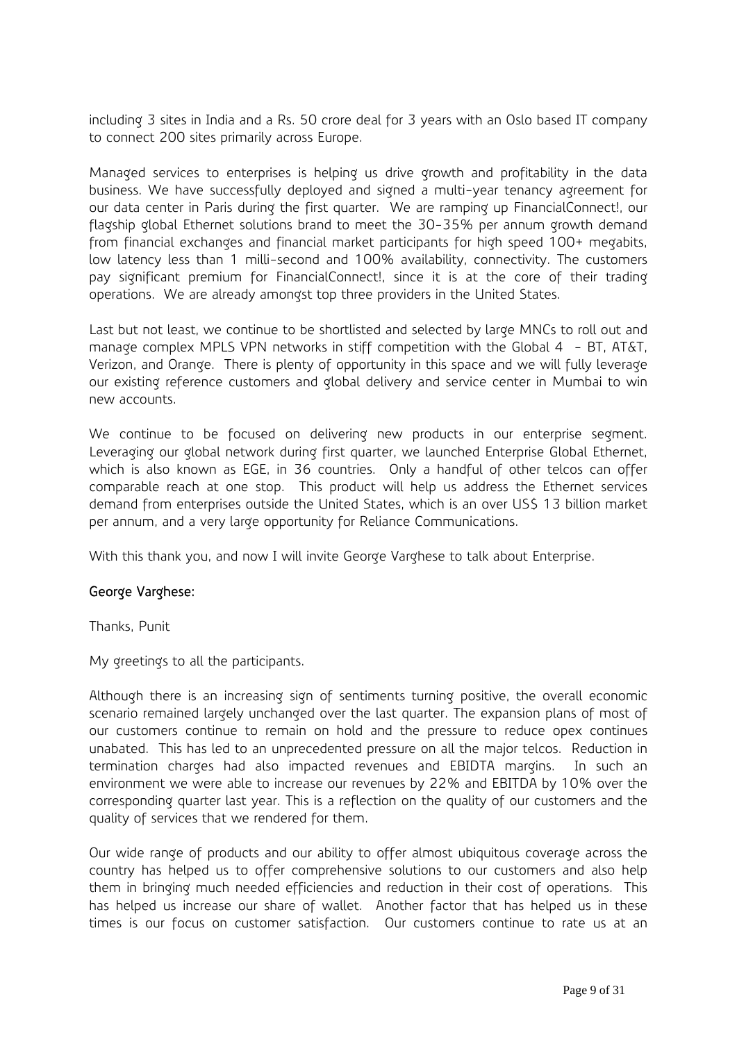including 3 sites in India and a Rs. 50 crore deal for 3 years with an Oslo based IT company to connect 200 sites primarily across Europe.

Managed services to enterprises is helping us drive growth and profitability in the data business. We have successfully deployed and signed a multi-year tenancy agreement for our data center in Paris during the first quarter. We are ramping up FinancialConnect!, our flagship global Ethernet solutions brand to meet the 30-35% per annum growth demand from financial exchanges and financial market participants for high speed 100+ megabits, low latency less than 1 milli-second and 100% availability, connectivity. The customers pay significant premium for FinancialConnect!, since it is at the core of their trading operations. We are already amongst top three providers in the United States.

Last but not least, we continue to be shortlisted and selected by large MNCs to roll out and manage complex MPLS VPN networks in stiff competition with the Global 4 - BT, AT&T, Verizon, and Orange. There is plenty of opportunity in this space and we will fully leverage our existing reference customers and global delivery and service center in Mumbai to win new accounts.

We continue to be focused on delivering new products in our enterprise segment. Leveraging our global network during first quarter, we launched Enterprise Global Ethernet, which is also known as EGE, in 36 countries. Only a handful of other telcos can offer comparable reach at one stop. This product will help us address the Ethernet services demand from enterprises outside the United States, which is an over US$ 13 billion market per annum, and a very large opportunity for Reliance Communications.

With this thank you, and now I will invite George Varghese to talk about Enterprise.

**George Varghese:**

Thanks, Punit

My greetings to all the participants.

Although there is an increasing sign of sentiments turning positive, the overall economic scenario remained largely unchanged over the last quarter. The expansion plans of most of our customers continue to remain on hold and the pressure to reduce opex continues unabated. This has led to an unprecedented pressure on all the major telcos. Reduction in termination charges had also impacted revenues and EBIDTA margins. In such an environment we were able to increase our revenues by 22% and EBITDA by 10% over the corresponding quarter last year. This is a reflection on the quality of our customers and the quality of services that we rendered for them.

Our wide range of products and our ability to offer almost ubiquitous coverage across the country has helped us to offer comprehensive solutions to our customers and also help them in bringing much needed efficiencies and reduction in their cost of operations. This has helped us increase our share of wallet. Another factor that has helped us in these times is our focus on customer satisfaction. Our customers continue to rate us at an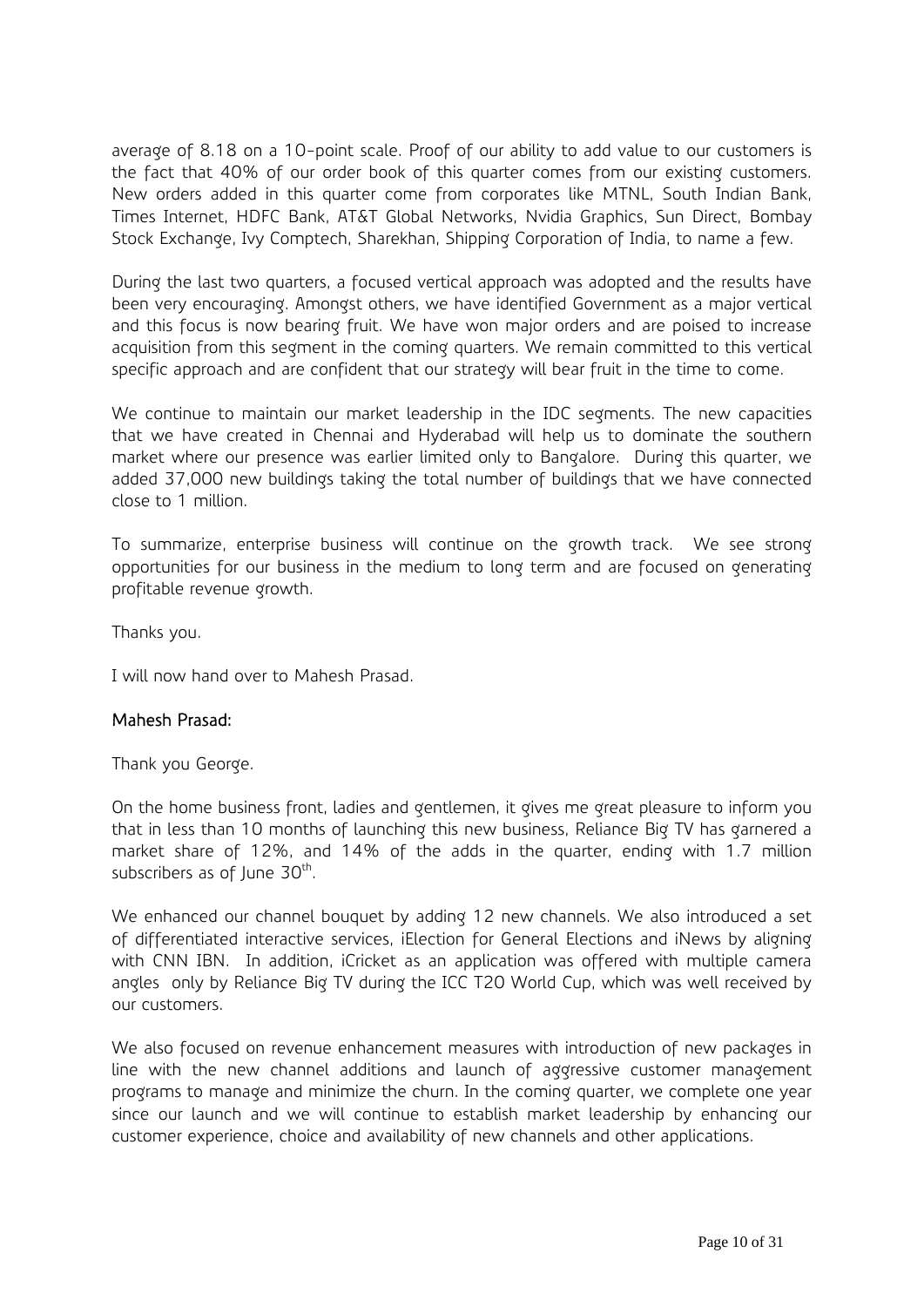average of 8.18 on a 10-point scale. Proof of our ability to add value to our customers is the fact that 40% of our order book of this quarter comes from our existing customers. New orders added in this quarter come from corporates like MTNL, South Indian Bank, Times Internet, HDFC Bank, AT&T Global Networks, Nvidia Graphics, Sun Direct, Bombay Stock Exchange, Ivy Comptech, Sharekhan, Shipping Corporation of India, to name a few.

During the last two quarters, a focused vertical approach was adopted and the results have been very encouraging. Amongst others, we have identified Government as a major vertical and this focus is now bearing fruit. We have won major orders and are poised to increase acquisition from this segment in the coming quarters. We remain committed to this vertical specific approach and are confident that our strategy will bear fruit in the time to come.

We continue to maintain our market leadership in the IDC segments. The new capacities that we have created in Chennai and Hyderabad will help us to dominate the southern market where our presence was earlier limited only to Bangalore. During this quarter, we added 37,000 new buildings taking the total number of buildings that we have connected close to 1 million.

To summarize, enterprise business will continue on the growth track. We see strong opportunities for our business in the medium to long term and are focused on generating profitable revenue growth.

Thanks you.

I will now hand over to Mahesh Prasad.

**Mahesh Prasad:**

Thank you George.

On the home business front, ladies and gentlemen, it gives me great pleasure to inform you that in less than 10 months of launching this new business, Reliance Big TV has garnered a market share of 12%, and 14% of the adds in the quarter, ending with 1.7 million subscribers as of June 30th.

We enhanced our channel bouquet by adding 12 new channels. We also introduced a set of differentiated interactive services, iElection for General Elections and iNews by aligning with CNN IBN. In addition, iCricket as an application was offered with multiple camera angles only by Reliance Big TV during the ICC T20 World Cup, which was well received by our customers.

We also focused on revenue enhancement measures with introduction of new packages in line with the new channel additions and launch of aggressive customer management programs to manage and minimize the churn. In the coming quarter, we complete one year since our launch and we will continue to establish market leadership by enhancing our customer experience, choice and availability of new channels and other applications.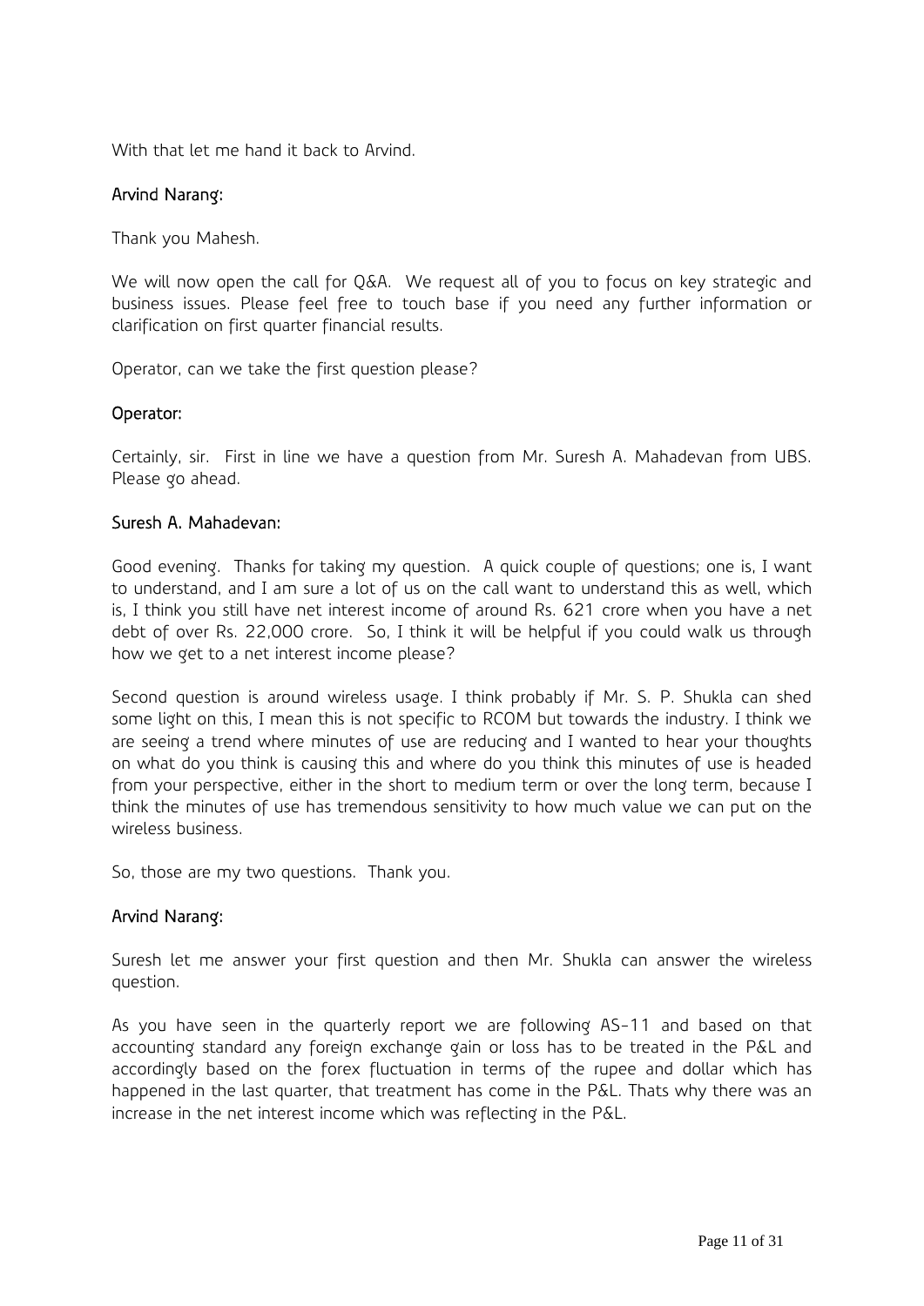With that let me hand it back to Arvind.

**Arvind Narang:**

Thank you Mahesh.

We will now open the call for Q&A. We request all of you to focus on key strategic and business issues. Please feel free to touch base if you need any further information or clarification on first quarter financial results.

Operator, can we take the first question please?

**Operator:**

Certainly, sir. First in line we have a question from Mr. Suresh A. Mahadevan from UBS. Please go ahead.

**Suresh A. Mahadevan:**

Good evening. Thanks for taking my question. A quick couple of questions; one is, I want to understand, and I am sure a lot of us on the call want to understand this as well, which is, I think you still have net interest income of around Rs. 621 crore when you have a net debt of over Rs. 22,000 crore. So, I think it will be helpful if you could walk us through how we get to a net interest income please?

Second question is around wireless usage. I think probably if Mr. S. P. Shukla can shed some light on this, I mean this is not specific to RCOM but towards the industry. I think we are seeing a trend where minutes of use are reducing and I wanted to hear your thoughts on what do you think is causing this and where do you think this minutes of use is headed from your perspective, either in the short to medium term or over the long term, because I think the minutes of use has tremendous sensitivity to how much value we can put on the wireless business.

So, those are my two questions. Thank you.

**Arvind Narang:**

Suresh let me answer your first question and then Mr. Shukla can answer the wireless question.

As you have seen in the quarterly report we are following AS-11 and based on that accounting standard any foreign exchange gain or loss has to be treated in the P&L and accordingly based on the forex fluctuation in terms of the rupee and dollar which has happened in the last quarter, that treatment has come in the P&L. Thats why there was an increase in the net interest income which was reflecting in the P&L.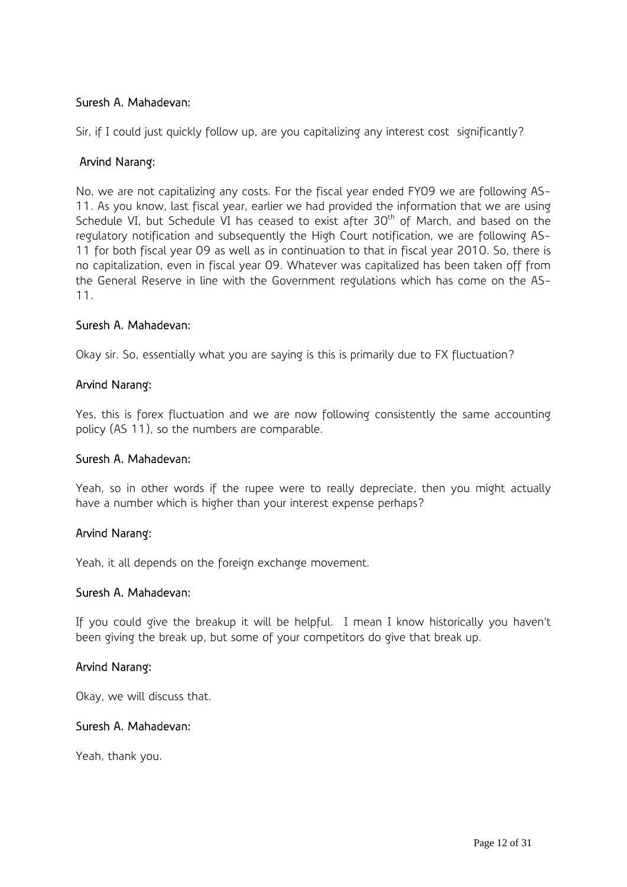**Suresh A. Mahadevan:**

Sir, if I could just quickly follow up, are you capitalizing any interest cost significantly?

**Arvind Narang:**

No, we are not capitalizing any costs. For the fiscal year ended FY09 we are following AS-11. As you know, last fiscal year, earlier we had provided the information that we are using Schedule VI, but Schedule VI has ceased to exist after 30th of March, and based on the regulatory notification and subsequently the High Court notification, we are following AS-11 for both fiscal year 09 as well as in continuation to that in fiscal year 2010. So, there is no capitalization, even in fiscal year 09. Whatever was capitalized has been taken off from the General Reserve in line with the Government regulations which has come on the AS-11.

**Suresh A. Mahadevan:**

Okay sir. So, essentially what you are saying is this is primarily due to FX fluctuation?

**Arvind Narang:**

Yes, this is forex fluctuation and we are now following consistently the same accounting policy (AS 11), so the numbers are comparable.

**Suresh A. Mahadevan:**

Yeah, so in other words if the rupee were to really depreciate, then you might actually have a number which is higher than your interest expense perhaps?

**Arvind Narang:**

Yeah, it all depends on the foreign exchange movement.

**Suresh A. Mahadevan:**

If you could give the breakup it will be helpful. I mean I know historically you haven't been giving the break up, but some of your competitors do give that break up.

**Arvind Narang:**

Okay, we will discuss that.

**Suresh A. Mahadevan:**

Yeah, thank you.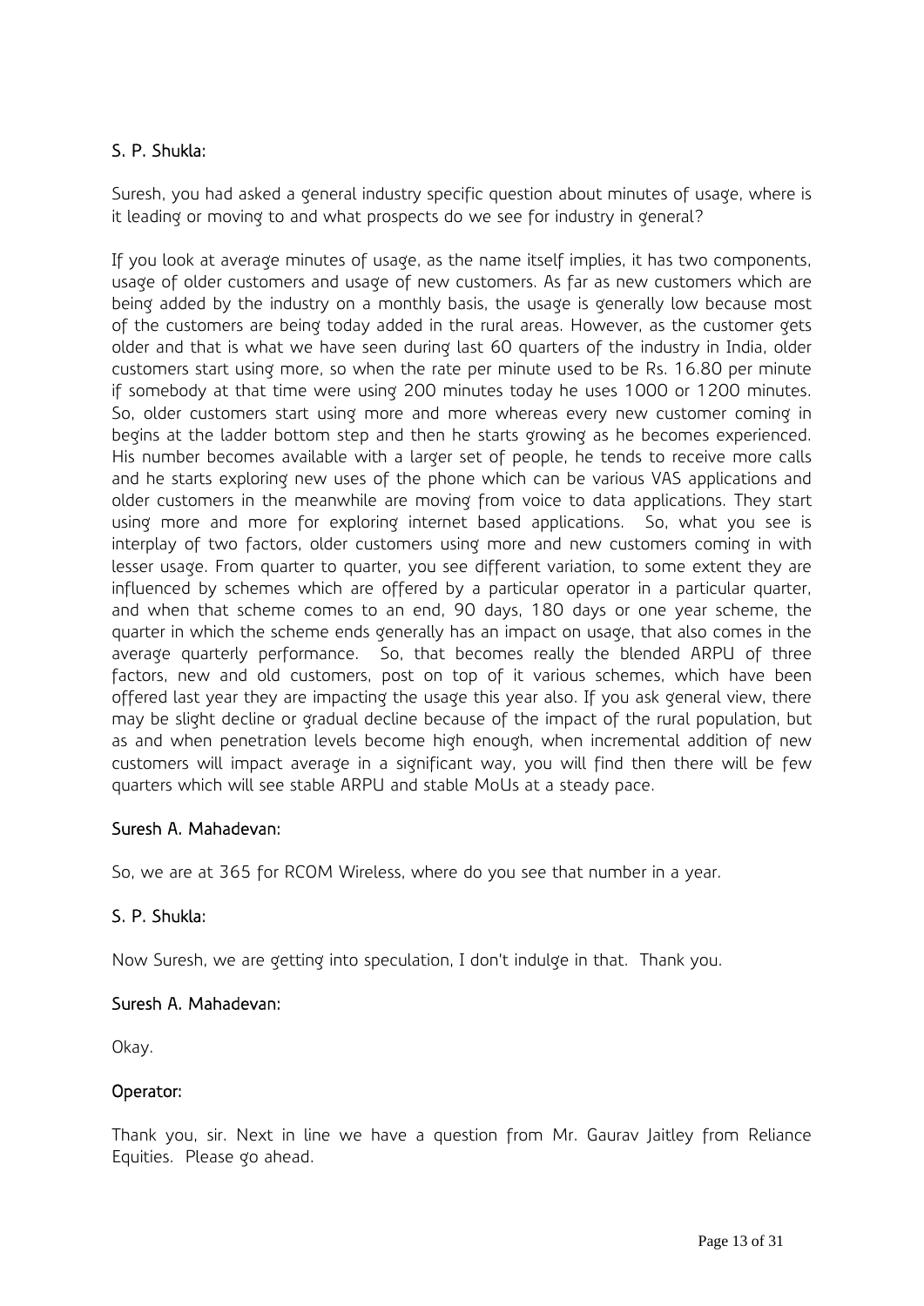**S. P. Shukla:**

Suresh, you had asked a general industry specific question about minutes of usage, where is it leading or moving to and what prospects do we see for industry in general?

If you look at average minutes of usage, as the name itself implies, it has two components, usage of older customers and usage of new customers. As far as new customers which are being added by the industry on a monthly basis, the usage is generally low because most of the customers are being today added in the rural areas. However, as the customer gets older and that is what we have seen during last 60 quarters of the industry in India, older customers start using more, so when the rate per minute used to be Rs. 16.80 per minute if somebody at that time were using 200 minutes today he uses 1000 or 1200 minutes. So, older customers start using more and more whereas every new customer coming in begins at the ladder bottom step and then he starts growing as he becomes experienced. His number becomes available with a larger set of people, he tends to receive more calls and he starts exploring new uses of the phone which can be various VAS applications and older customers in the meanwhile are moving from voice to data applications. They start using more and more for exploring internet based applications. So, what you see is interplay of two factors, older customers using more and new customers coming in with lesser usage. From quarter to quarter, you see different variation, to some extent they are influenced by schemes which are offered by a particular operator in a particular quarter, and when that scheme comes to an end, 90 days, 180 days or one year scheme, the quarter in which the scheme ends generally has an impact on usage, that also comes in the average quarterly performance. So, that becomes really the blended ARPU of three factors, new and old customers, post on top of it various schemes, which have been offered last year they are impacting the usage this year also. If you ask general view, there may be slight decline or gradual decline because of the impact of the rural population, but as and when penetration levels become high enough, when incremental addition of new customers will impact average in a significant way, you will find then there will be few quarters which will see stable ARPU and stable MoUs at a steady pace.

**Suresh A. Mahadevan:**

So, we are at 365 for RCOM Wireless, where do you see that number in a year.

**S. P. Shukla:**

Now Suresh, we are getting into speculation, I don't indulge in that. Thank you.

**Suresh A. Mahadevan:**

Okay.

**Operator:**

Thank you, sir. Next in line we have a question from Mr. Gaurav Jaitley from Reliance Equities. Please go ahead.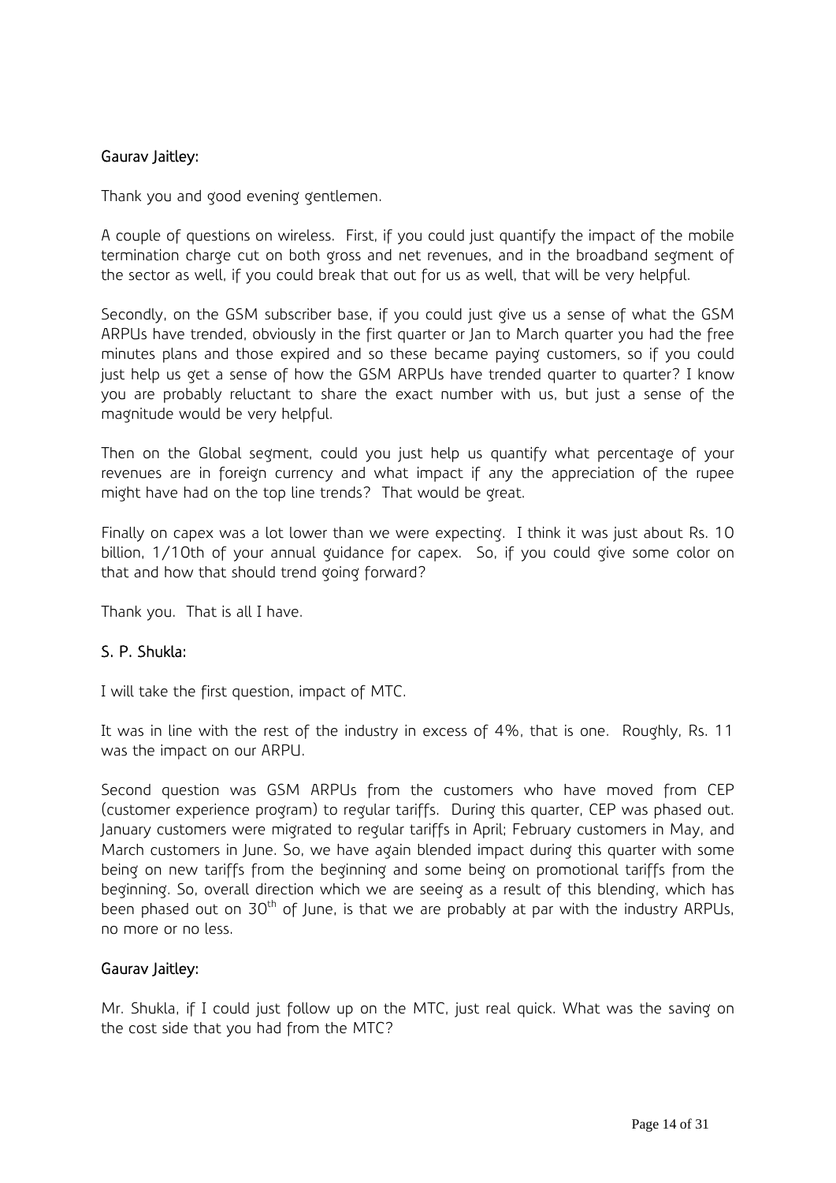**Gaurav Jaitley:**

Thank you and good evening gentlemen.

A couple of questions on wireless. First, if you could just quantify the impact of the mobile termination charge cut on both gross and net revenues, and in the broadband segment of the sector as well, if you could break that out for us as well, that will be very helpful.

Secondly, on the GSM subscriber base, if you could just give us a sense of what the GSM ARPUs have trended, obviously in the first quarter or Jan to March quarter you had the free minutes plans and those expired and so these became paying customers, so if you could just help us get a sense of how the GSM ARPUs have trended quarter to quarter? I know you are probably reluctant to share the exact number with us, but just a sense of the magnitude would be very helpful.

Then on the Global segment, could you just help us quantify what percentage of your revenues are in foreign currency and what impact if any the appreciation of the rupee might have had on the top line trends? That would be great.

Finally on capex was a lot lower than we were expecting. I think it was just about Rs. 10 billion, 1/10th of your annual guidance for capex. So, if you could give some color on that and how that should trend going forward?

Thank you. That is all I have.

**S. P. Shukla:**

I will take the first question, impact of MTC.

It was in line with the rest of the industry in excess of 4%, that is one. Roughly, Rs. 11 was the impact on our ARPU.

Second question was GSM ARPUs from the customers who have moved from CEP (customer experience program) to regular tariffs. During this quarter, CEP was phased out. January customers were migrated to regular tariffs in April; February customers in May, and March customers in June. So, we have again blended impact during this quarter with some being on new tariffs from the beginning and some being on promotional tariffs from the beginning. So, overall direction which we are seeing as a result of this blending, which has been phased out on 30th of June, is that we are probably at par with the industry ARPUs, no more or no less.

**Gaurav Jaitley:**

Mr. Shukla, if I could just follow up on the MTC, just real quick. What was the saving on the cost side that you had from the MTC?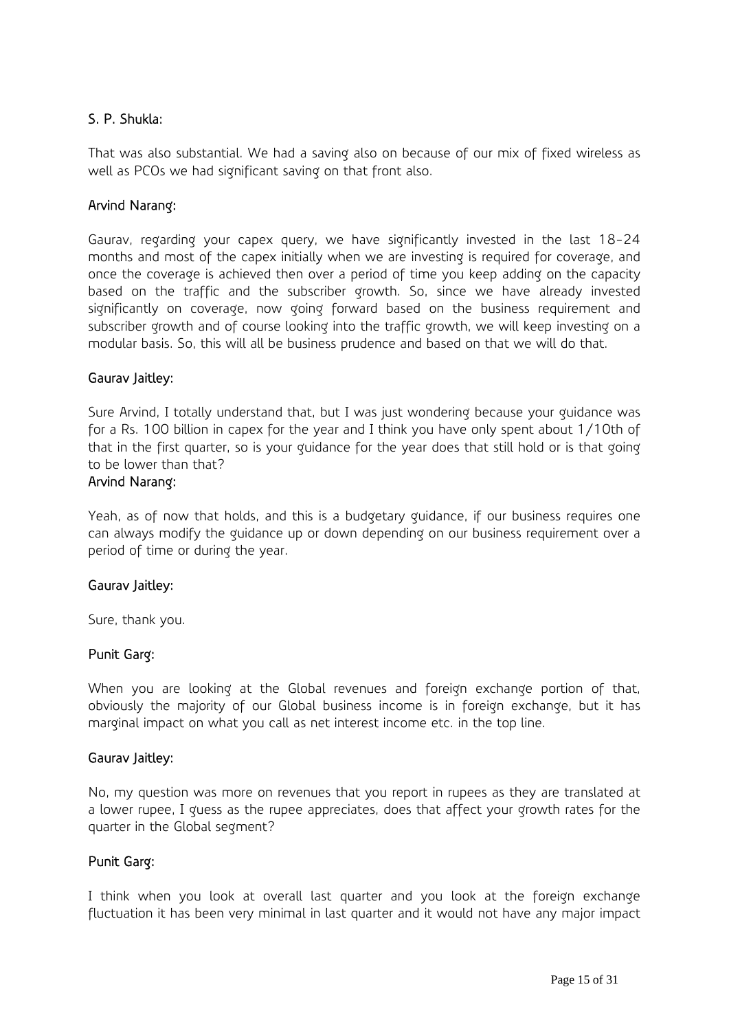**S. P. Shukla:**

That was also substantial. We had a saving also on because of our mix of fixed wireless as well as PCOs we had significant saving on that front also.

**Arvind Narang:**

Gaurav, regarding your capex query, we have significantly invested in the last 18-24 months and most of the capex initially when we are investing is required for coverage, and once the coverage is achieved then over a period of time you keep adding on the capacity based on the traffic and the subscriber growth. So, since we have already invested significantly on coverage, now going forward based on the business requirement and subscriber growth and of course looking into the traffic growth, we will keep investing on a modular basis. So, this will all be business prudence and based on that we will do that.

**Gaurav Jaitley:**

Sure Arvind, I totally understand that, but I was just wondering because your guidance was for a Rs. 100 billion in capex for the year and I think you have only spent about 1/10th of that in the first quarter, so is your guidance for the year does that still hold or is that going to be lower than that?

**Arvind Narang:**

Yeah, as of now that holds, and this is a budgetary guidance, if our business requires one can always modify the guidance up or down depending on our business requirement over a period of time or during the year.

**Gaurav Jaitley:**

Sure, thank you.

**Punit Garg:**

When you are looking at the Global revenues and foreign exchange portion of that, obviously the majority of our Global business income is in foreign exchange, but it has marginal impact on what you call as net interest income etc. in the top line.

**Gaurav Jaitley:**

No, my question was more on revenues that you report in rupees as they are translated at a lower rupee, I guess as the rupee appreciates, does that affect your growth rates for the quarter in the Global segment?

**Punit Garg:**

I think when you look at overall last quarter and you look at the foreign exchange fluctuation it has been very minimal in last quarter and it would not have any major impact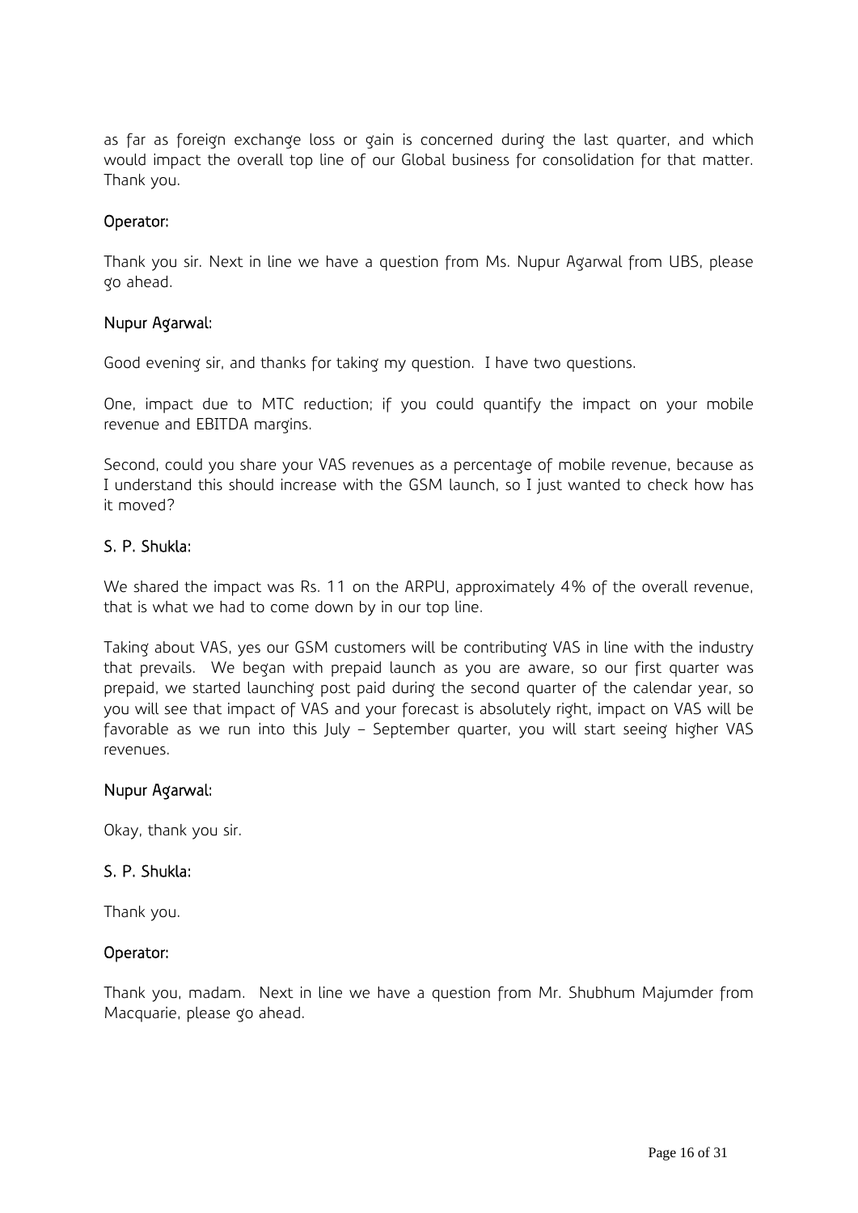as far as foreign exchange loss or gain is concerned during the last quarter, and which would impact the overall top line of our Global business for consolidation for that matter. Thank you.

**Operator:**

Thank you sir. Next in line we have a question from Ms. Nupur Agarwal from UBS, please go ahead.

**Nupur Agarwal:**

Good evening sir, and thanks for taking my question. I have two questions.

One, impact due to MTC reduction; if you could quantify the impact on your mobile revenue and EBITDA margins.

Second, could you share your VAS revenues as a percentage of mobile revenue, because as I understand this should increase with the GSM launch, so I just wanted to check how has it moved?

**S. P. Shukla:**

We shared the impact was Rs. 11 on the ARPU, approximately 4% of the overall revenue, that is what we had to come down by in our top line.

Taking about VAS, yes our GSM customers will be contributing VAS in line with the industry that prevails. We began with prepaid launch as you are aware, so our first quarter was prepaid, we started launching post paid during the second quarter of the calendar year, so you will see that impact of VAS and your forecast is absolutely right, impact on VAS will be favorable as we run into this July – September quarter, you will start seeing higher VAS revenues.

**Nupur Agarwal:**

Okay, thank you sir.

**S. P. Shukla:**

Thank you.

**Operator:**

Thank you, madam. Next in line we have a question from Mr. Shubhum Majumder from Macquarie, please go ahead.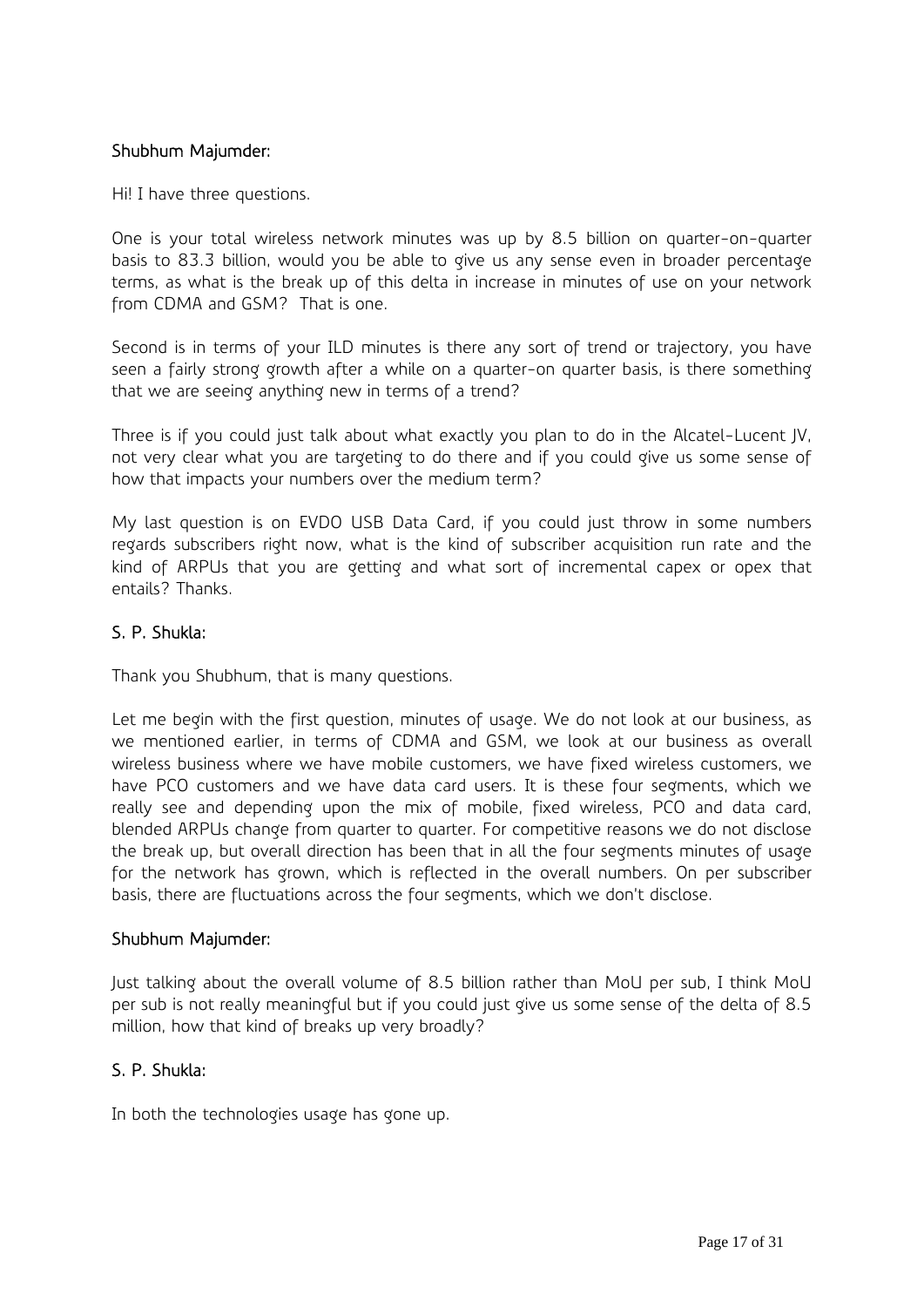**Shubhum Majumder:**

Hi! I have three questions.

One is your total wireless network minutes was up by 8.5 billion on quarter-on-quarter basis to 83.3 billion, would you be able to give us any sense even in broader percentage terms, as what is the break up of this delta in increase in minutes of use on your network from CDMA and GSM? That is one.

Second is in terms of your ILD minutes is there any sort of trend or trajectory, you have seen a fairly strong growth after a while on a quarter-on quarter basis, is there something that we are seeing anything new in terms of a trend?

Three is if you could just talk about what exactly you plan to do in the Alcatel-Lucent JV, not very clear what you are targeting to do there and if you could give us some sense of how that impacts your numbers over the medium term?

My last question is on EVDO USB Data Card, if you could just throw in some numbers regards subscribers right now, what is the kind of subscriber acquisition run rate and the kind of ARPUs that you are getting and what sort of incremental capex or opex that entails? Thanks.

**S. P. Shukla:**

Thank you Shubhum, that is many questions.

Let me begin with the first question, minutes of usage. We do not look at our business, as we mentioned earlier, in terms of CDMA and GSM, we look at our business as overall wireless business where we have mobile customers, we have fixed wireless customers, we have PCO customers and we have data card users. It is these four segments, which we really see and depending upon the mix of mobile, fixed wireless, PCO and data card, blended ARPUs change from quarter to quarter. For competitive reasons we do not disclose the break up, but overall direction has been that in all the four segments minutes of usage for the network has grown, which is reflected in the overall numbers. On per subscriber basis, there are fluctuations across the four segments, which we don't disclose.

**Shubhum Majumder:**

Just talking about the overall volume of 8.5 billion rather than MoU per sub, I think MoU per sub is not really meaningful but if you could just give us some sense of the delta of 8.5 million, how that kind of breaks up very broadly?

**S. P. Shukla:**

In both the technologies usage has gone up.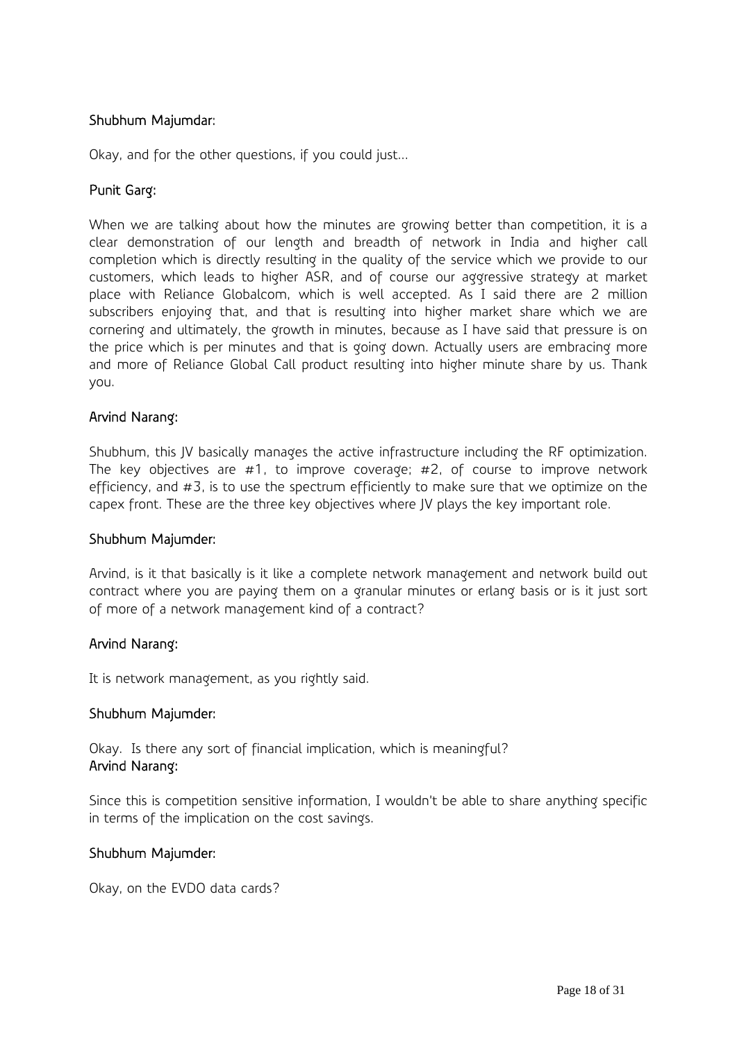**Shubhum Majumdar:**

Okay, and for the other questions, if you could just...

**Punit Garg:**

When we are talking about how the minutes are growing better than competition, it is a clear demonstration of our length and breadth of network in India and higher call completion which is directly resulting in the quality of the service which we provide to our customers, which leads to higher ASR, and of course our aggressive strategy at market place with Reliance Globalcom, which is well accepted. As I said there are 2 million subscribers enjoying that, and that is resulting into higher market share which we are cornering and ultimately, the growth in minutes, because as I have said that pressure is on the price which is per minutes and that is going down. Actually users are embracing more and more of Reliance Global Call product resulting into higher minute share by us. Thank you.

**Arvind Narang:**

Shubhum, this JV basically manages the active infrastructure including the RF optimization. The key objectives are #1, to improve coverage; #2, of course to improve network efficiency, and #3, is to use the spectrum efficiently to make sure that we optimize on the capex front. These are the three key objectives where JV plays the key important role.

**Shubhum Majumder:**

Arvind, is it that basically is it like a complete network management and network build out contract where you are paying them on a granular minutes or erlang basis or is it just sort of more of a network management kind of a contract?

**Arvind Narang:**

It is network management, as you rightly said.

**Shubhum Majumder:**

Okay. Is there any sort of financial implication, which is meaningful?

**Arvind Narang:**

Since this is competition sensitive information, I wouldn't be able to share anything specific in terms of the implication on the cost savings.

**Shubhum Majumder:**

Okay, on the EVDO data cards?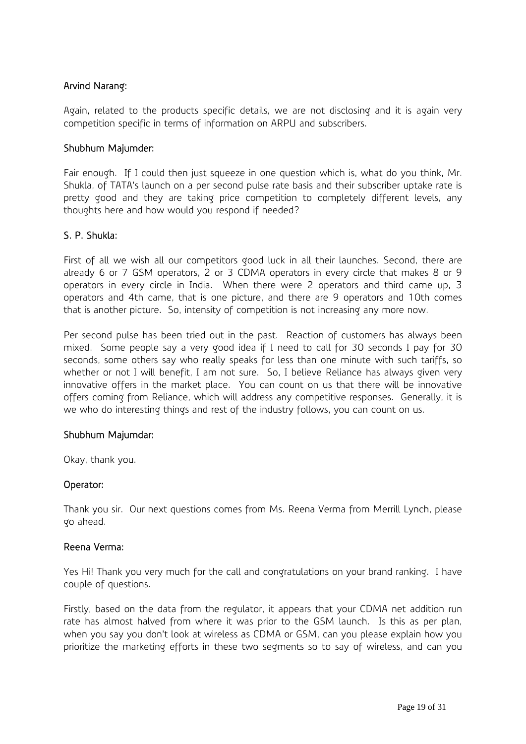**Arvind Narang:**

Again, related to the products specific details, we are not disclosing and it is again very competition specific in terms of information on ARPU and subscribers.

**Shubhum Majumder:**

Fair enough. If I could then just squeeze in one question which is, what do you think, Mr. Shukla, of TATA's launch on a per second pulse rate basis and their subscriber uptake rate is pretty good and they are taking price competition to completely different levels, any thoughts here and how would you respond if needed?

**S. P. Shukla:**

First of all we wish all our competitors good luck in all their launches. Second, there are already 6 or 7 GSM operators, 2 or 3 CDMA operators in every circle that makes 8 or 9 operators in every circle in India. When there were 2 operators and third came up, 3 operators and 4th came, that is one picture, and there are 9 operators and 10th comes that is another picture. So, intensity of competition is not increasing any more now.

Per second pulse has been tried out in the past. Reaction of customers has always been mixed. Some people say a very good idea if I need to call for 30 seconds I pay for 30 seconds, some others say who really speaks for less than one minute with such tariffs, so whether or not I will benefit, I am not sure. So, I believe Reliance has always given very innovative offers in the market place. You can count on us that there will be innovative offers coming from Reliance, which will address any competitive responses. Generally, it is we who do interesting things and rest of the industry follows, you can count on us.

**Shubhum Majumdar:**

Okay, thank you.

**Operator:**

Thank you sir. Our next questions comes from Ms. Reena Verma from Merrill Lynch, please go ahead.

**Reena Verma:**

Yes Hi! Thank you very much for the call and congratulations on your brand ranking. I have couple of questions.

Firstly, based on the data from the regulator, it appears that your CDMA net addition run rate has almost halved from where it was prior to the GSM launch. Is this as per plan, when you say you don't look at wireless as CDMA or GSM, can you please explain how you prioritize the marketing efforts in these two segments so to say of wireless, and can you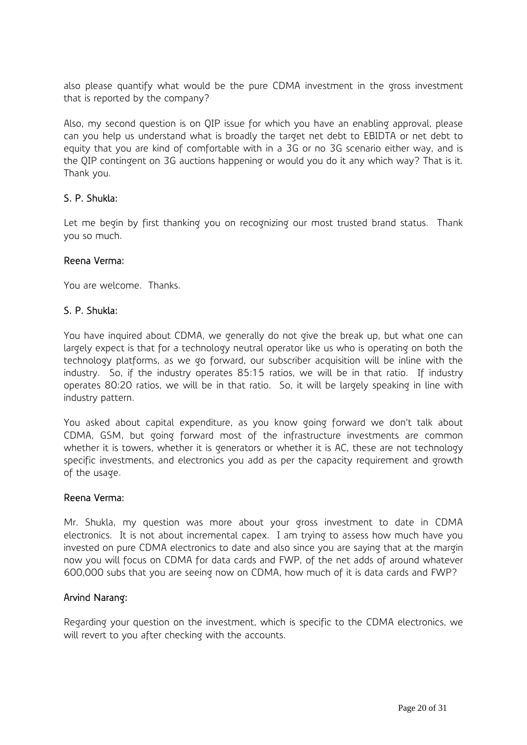also please quantify what would be the pure CDMA investment in the gross investment that is reported by the company?

Also, my second question is on QIP issue for which you have an enabling approval, please can you help us understand what is broadly the target net debt to EBIDTA or net debt to equity that you are kind of comfortable with in a 3G or no 3G scenario either way, and is the QIP contingent on 3G auctions happening or would you do it any which way? That is it. Thank you.

**S. P. Shukla:**

Let me begin by first thanking you on recognizing our most trusted brand status. Thank you so much.

**Reena Verma:**

You are welcome. Thanks.

**S. P. Shukla:**

You have inquired about CDMA, we generally do not give the break up, but what one can largely expect is that for a technology neutral operator like us who is operating on both the technology platforms, as we go forward, our subscriber acquisition will be inline with the industry. So, if the industry operates 85:15 ratios, we will be in that ratio. If industry operates 80:20 ratios, we will be in that ratio. So, it will be largely speaking in line with industry pattern.

You asked about capital expenditure, as you know going forward we don't talk about CDMA, GSM, but going forward most of the infrastructure investments are common whether it is towers, whether it is generators or whether it is AC, these are not technology specific investments, and electronics you add as per the capacity requirement and growth of the usage.

**Reena Verma:**

Mr. Shukla, my question was more about your gross investment to date in CDMA electronics. It is not about incremental capex. I am trying to assess how much have you invested on pure CDMA electronics to date and also since you are saying that at the margin now you will focus on CDMA for data cards and FWP, of the net adds of around whatever 600,000 subs that you are seeing now on CDMA, how much of it is data cards and FWP?

**Arvind Narang:**

Regarding your question on the investment, which is specific to the CDMA electronics, we will revert to you after checking with the accounts.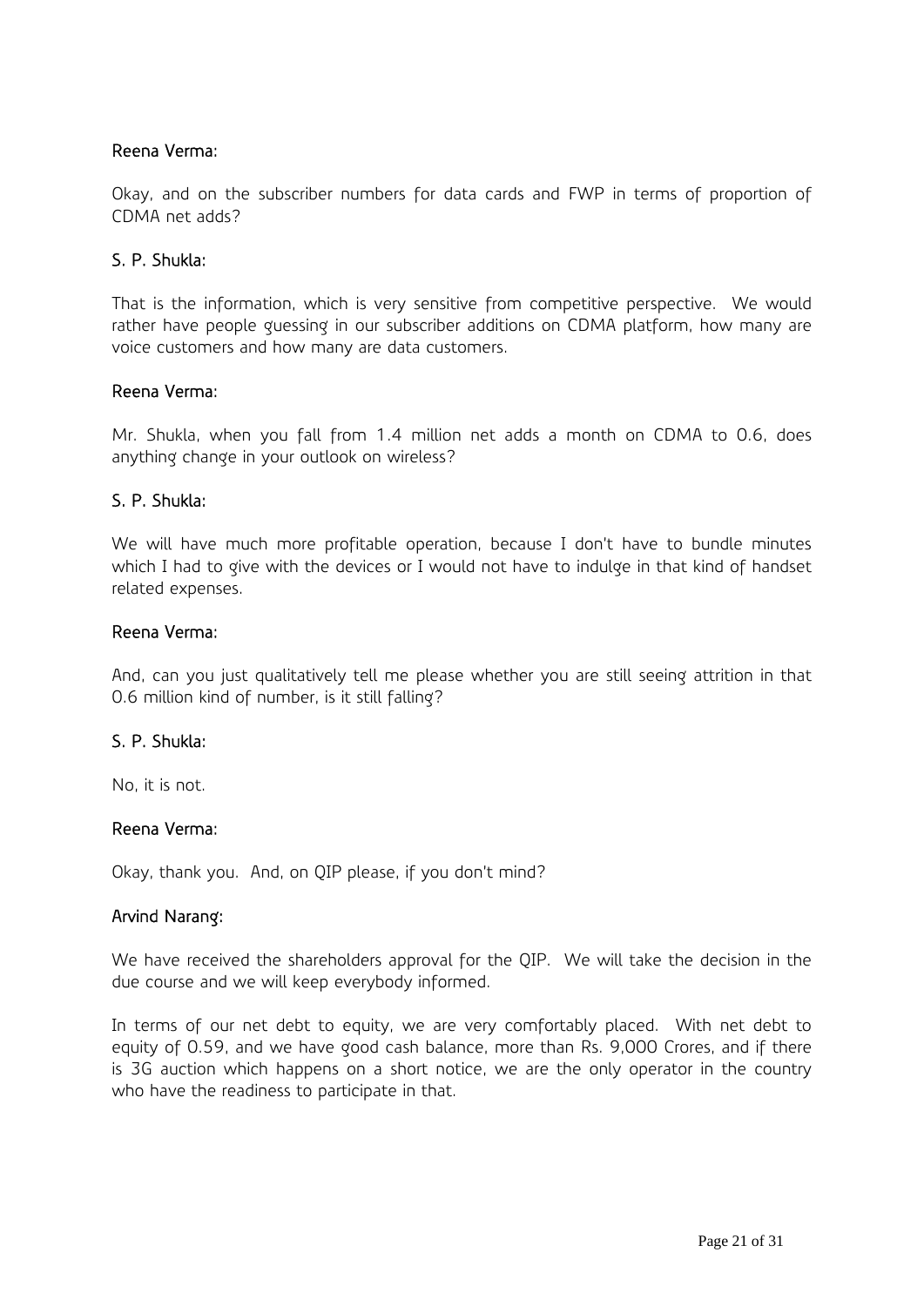**Reena Verma:**

Okay, and on the subscriber numbers for data cards and FWP in terms of proportion of CDMA net adds?

**S. P. Shukla:**

That is the information, which is very sensitive from competitive perspective. We would rather have people guessing in our subscriber additions on CDMA platform, how many are voice customers and how many are data customers.

**Reena Verma:**

Mr. Shukla, when you fall from 1.4 million net adds a month on CDMA to 0.6, does anything change in your outlook on wireless?

**S. P. Shukla:**

We will have much more profitable operation, because I don't have to bundle minutes which I had to give with the devices or I would not have to indulge in that kind of handset related expenses.

**Reena Verma:**

And, can you just qualitatively tell me please whether you are still seeing attrition in that 0.6 million kind of number, is it still falling?

**S. P. Shukla:**

No, it is not.

**Reena Verma:**

Okay, thank you. And, on QIP please, if you don't mind?

**Arvind Narang:**

We have received the shareholders approval for the QIP. We will take the decision in the due course and we will keep everybody informed.

In terms of our net debt to equity, we are very comfortably placed. With net debt to equity of 0.59, and we have good cash balance, more than Rs. 9,000 Crores, and if there is 3G auction which happens on a short notice, we are the only operator in the country who have the readiness to participate in that.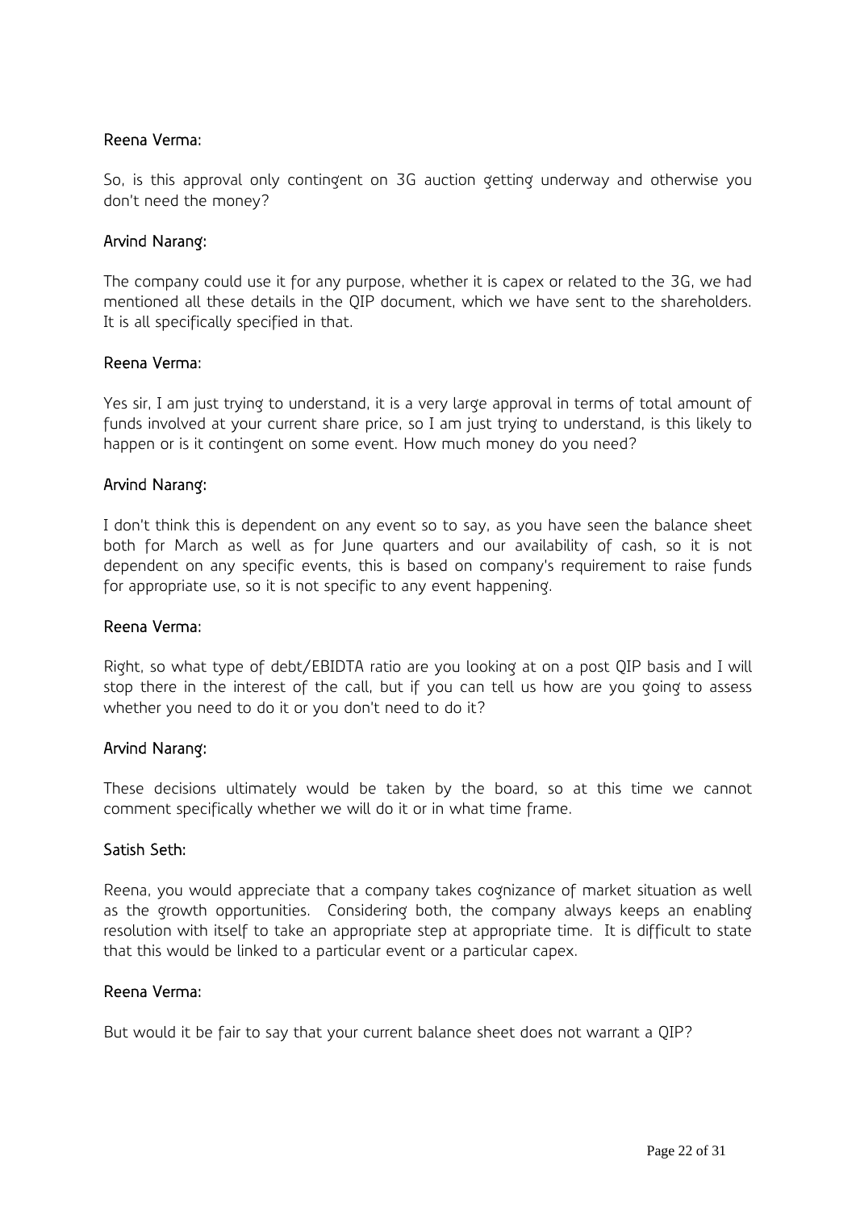**Reena Verma:**

So, is this approval only contingent on 3G auction getting underway and otherwise you don't need the money?

**Arvind Narang:**

The company could use it for any purpose, whether it is capex or related to the 3G, we had mentioned all these details in the QIP document, which we have sent to the shareholders. It is all specifically specified in that.

**Reena Verma:**

Yes sir, I am just trying to understand, it is a very large approval in terms of total amount of funds involved at your current share price, so I am just trying to understand, is this likely to happen or is it contingent on some event. How much money do you need?

**Arvind Narang:**

I don't think this is dependent on any event so to say, as you have seen the balance sheet both for March as well as for June quarters and our availability of cash, so it is not dependent on any specific events, this is based on company's requirement to raise funds for appropriate use, so it is not specific to any event happening.

**Reena Verma:**

Right, so what type of debt/EBIDTA ratio are you looking at on a post QIP basis and I will stop there in the interest of the call, but if you can tell us how are you going to assess whether you need to do it or you don't need to do it?

**Arvind Narang:**

These decisions ultimately would be taken by the board, so at this time we cannot comment specifically whether we will do it or in what time frame.

**Satish Seth:**

Reena, you would appreciate that a company takes cognizance of market situation as well as the growth opportunities. Considering both, the company always keeps an enabling resolution with itself to take an appropriate step at appropriate time. It is difficult to state that this would be linked to a particular event or a particular capex.

**Reena Verma:**

But would it be fair to say that your current balance sheet does not warrant a QIP?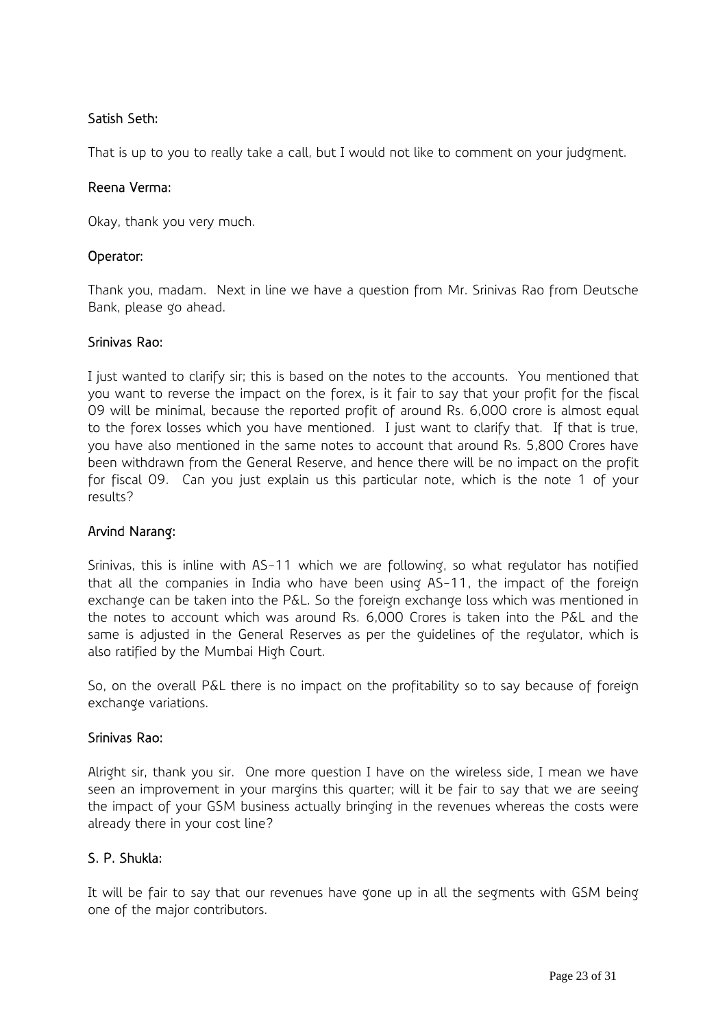**Satish Seth:**

That is up to you to really take a call, but I would not like to comment on your judgment.

**Reena Verma:**

Okay, thank you very much.

**Operator:**

Thank you, madam. Next in line we have a question from Mr. Srinivas Rao from Deutsche Bank, please go ahead.

**Srinivas Rao:**

I just wanted to clarify sir; this is based on the notes to the accounts. You mentioned that you want to reverse the impact on the forex, is it fair to say that your profit for the fiscal 09 will be minimal, because the reported profit of around Rs. 6,000 crore is almost equal to the forex losses which you have mentioned. I just want to clarify that. If that is true, you have also mentioned in the same notes to account that around Rs. 5,800 Crores have been withdrawn from the General Reserve, and hence there will be no impact on the profit for fiscal 09. Can you just explain us this particular note, which is the note 1 of your results?

**Arvind Narang:**

Srinivas, this is inline with AS-11 which we are following, so what regulator has notified that all the companies in India who have been using AS-11, the impact of the foreign exchange can be taken into the P&L. So the foreign exchange loss which was mentioned in the notes to account which was around Rs. 6,000 Crores is taken into the P&L and the same is adjusted in the General Reserves as per the guidelines of the regulator, which is also ratified by the Mumbai High Court.

So, on the overall P&L there is no impact on the profitability so to say because of foreign exchange variations.

**Srinivas Rao:**

Alright sir, thank you sir. One more question I have on the wireless side, I mean we have seen an improvement in your margins this quarter; will it be fair to say that we are seeing the impact of your GSM business actually bringing in the revenues whereas the costs were already there in your cost line?

**S. P. Shukla:**

It will be fair to say that our revenues have gone up in all the segments with GSM being one of the major contributors.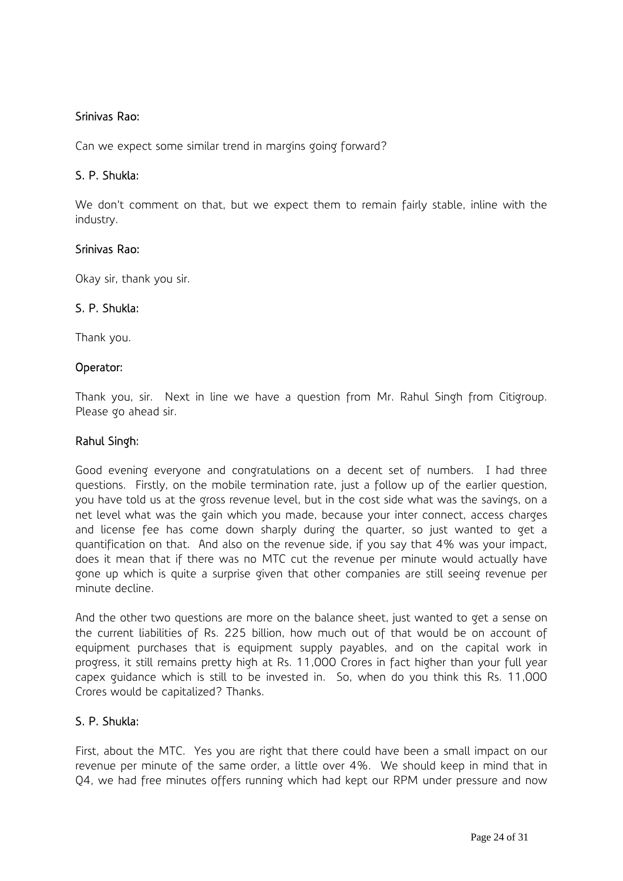**Srinivas Rao:**

Can we expect some similar trend in margins going forward?

**S. P. Shukla:**

We don't comment on that, but we expect them to remain fairly stable, inline with the industry.

**Srinivas Rao:**

Okay sir, thank you sir.

**S. P. Shukla:**

Thank you.

**Operator:**

Thank you, sir. Next in line we have a question from Mr. Rahul Singh from Citigroup. Please go ahead sir.

**Rahul Singh:**

Good evening everyone and congratulations on a decent set of numbers. I had three questions. Firstly, on the mobile termination rate, just a follow up of the earlier question, you have told us at the gross revenue level, but in the cost side what was the savings, on a net level what was the gain which you made, because your inter connect, access charges and license fee has come down sharply during the quarter, so just wanted to get a quantification on that. And also on the revenue side, if you say that 4% was your impact, does it mean that if there was no MTC cut the revenue per minute would actually have gone up which is quite a surprise given that other companies are still seeing revenue per minute decline.

And the other two questions are more on the balance sheet, just wanted to get a sense on the current liabilities of Rs. 225 billion, how much out of that would be on account of equipment purchases that is equipment supply payables, and on the capital work in progress, it still remains pretty high at Rs. 11,000 Crores in fact higher than your full year capex guidance which is still to be invested in. So, when do you think this Rs. 11,000 Crores would be capitalized? Thanks.

**S. P. Shukla:**

First, about the MTC. Yes you are right that there could have been a small impact on our revenue per minute of the same order, a little over 4%. We should keep in mind that in Q4, we had free minutes offers running which had kept our RPM under pressure and now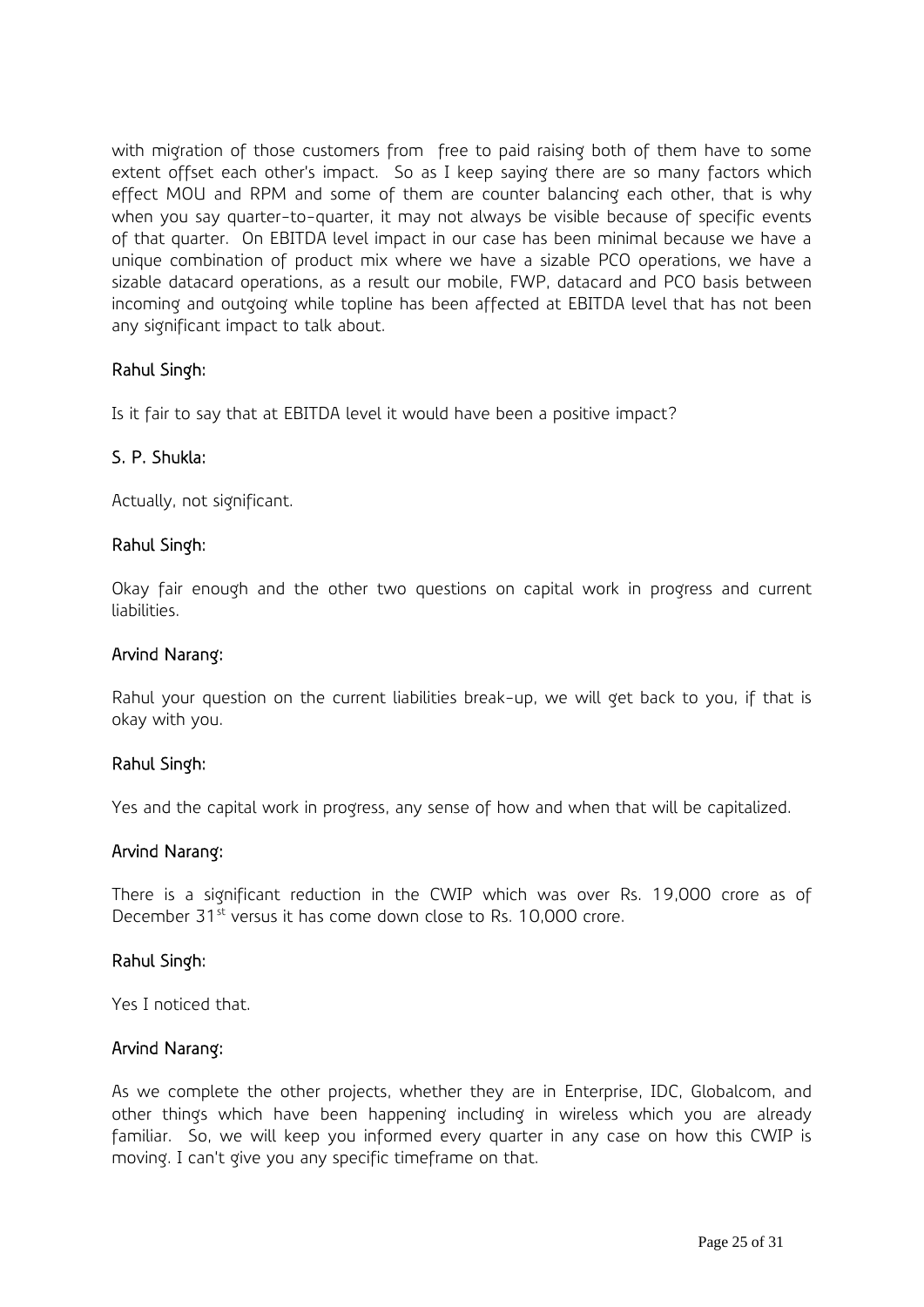with migration of those customers from  free to paid raising both of them have to some extent offset each other's impact.  So as I keep saying there are so many factors which effect MOU and RPM and some of them are counter balancing each other, that is why when you say quarter-to-quarter, it may not always be visible because of specific events of that quarter.  On EBITDA level impact in our case has been minimal because we have a unique combination of product mix where we have a sizable PCO operations, we have a sizable datacard operations, as a result our mobile, FWP, datacard and PCO basis between incoming and outgoing while topline has been affected at EBITDA level that has not been any significant impact to talk about.

**Rahul Singh:**

Is it fair to say that at EBITDA level it would have been a positive impact?

**S. P. Shukla:**

Actually, not significant.

**Rahul Singh:**

Okay fair enough and the other two questions on capital work in progress and current liabilities.

**Arvind Narang:**

Rahul your question on the current liabilities break-up, we will get back to you, if that is okay with you.

**Rahul Singh:**

Yes and the capital work in progress, any sense of how and when that will be capitalized.

**Arvind Narang:**

There is a significant reduction in the CWIP which was over Rs. 19,000 crore as of December 31st versus it has come down close to Rs. 10,000 crore.

**Rahul Singh:**

Yes I noticed that.

**Arvind Narang:**

As we complete the other projects, whether they are in Enterprise, IDC, Globalcom, and other things which have been happening including in wireless which you are already familiar.  So, we will keep you informed every quarter in any case on how this CWIP is moving. I can't give you any specific timeframe on that.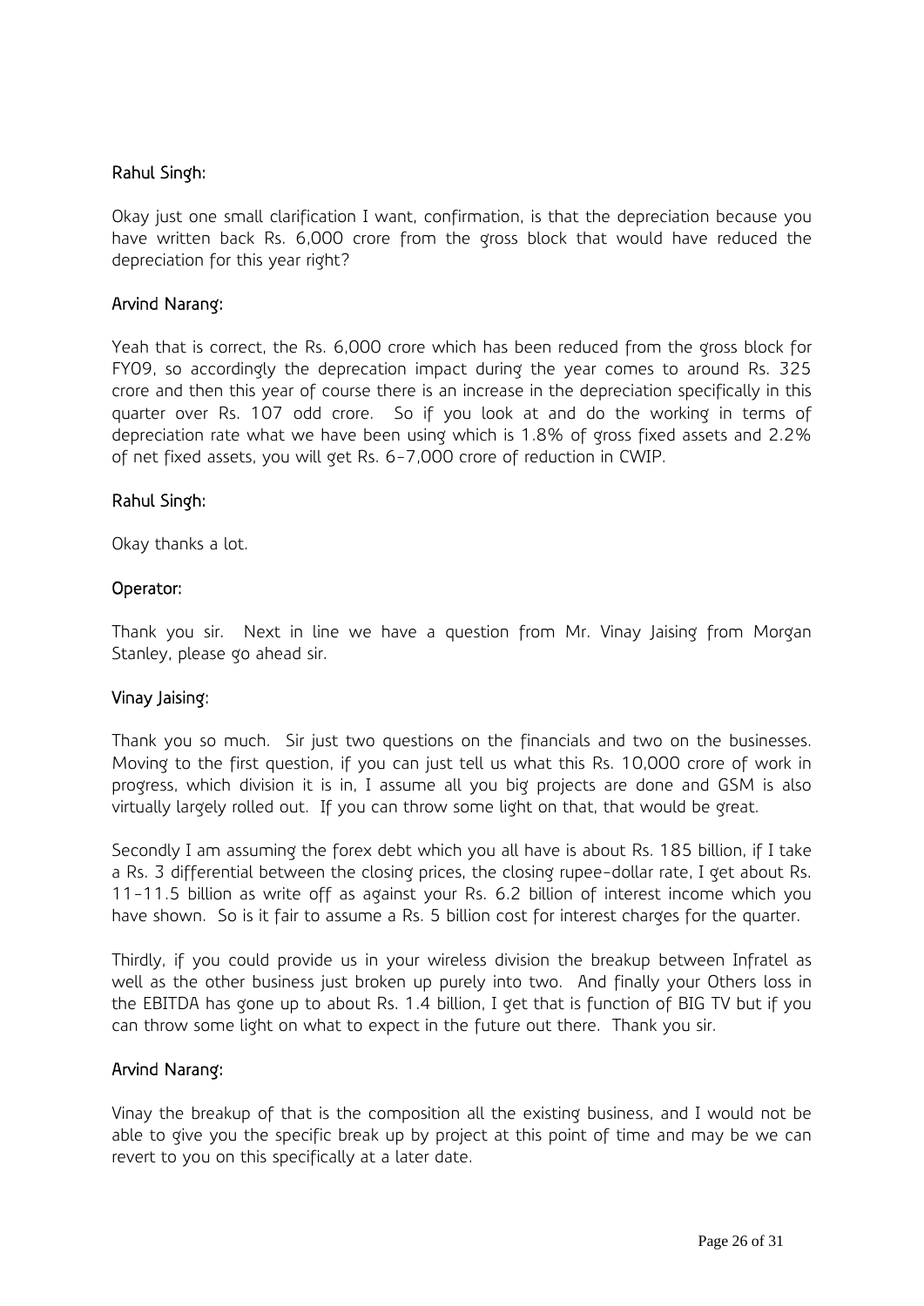**Rahul Singh:**

Okay just one small clarification I want, confirmation, is that the depreciation because you have written back Rs. 6,000 crore from the gross block that would have reduced the depreciation for this year right?

**Arvind Narang:**

Yeah that is correct, the Rs. 6,000 crore which has been reduced from the gross block for FY09, so accordingly the deprecation impact during the year comes to around Rs. 325 crore and then this year of course there is an increase in the depreciation specifically in this quarter over Rs. 107 odd crore. So if you look at and do the working in terms of depreciation rate what we have been using which is 1.8% of gross fixed assets and 2.2% of net fixed assets, you will get Rs. 6-7,000 crore of reduction in CWIP.

**Rahul Singh:**

Okay thanks a lot.

**Operator:**

Thank you sir. Next in line we have a question from Mr. Vinay Jaising from Morgan Stanley, please go ahead sir.

**Vinay Jaising:**

Thank you so much. Sir just two questions on the financials and two on the businesses. Moving to the first question, if you can just tell us what this Rs. 10,000 crore of work in progress, which division it is in, I assume all you big projects are done and GSM is also virtually largely rolled out. If you can throw some light on that, that would be great.

Secondly I am assuming the forex debt which you all have is about Rs. 185 billion, if I take a Rs. 3 differential between the closing prices, the closing rupee-dollar rate, I get about Rs. 11-11.5 billion as write off as against your Rs. 6.2 billion of interest income which you have shown. So is it fair to assume a Rs. 5 billion cost for interest charges for the quarter.

Thirdly, if you could provide us in your wireless division the breakup between Infratel as well as the other business just broken up purely into two. And finally your Others loss in the EBITDA has gone up to about Rs. 1.4 billion, I get that is function of BIG TV but if you can throw some light on what to expect in the future out there. Thank you sir.

**Arvind Narang:**

Vinay the breakup of that is the composition all the existing business, and I would not be able to give you the specific break up by project at this point of time and may be we can revert to you on this specifically at a later date.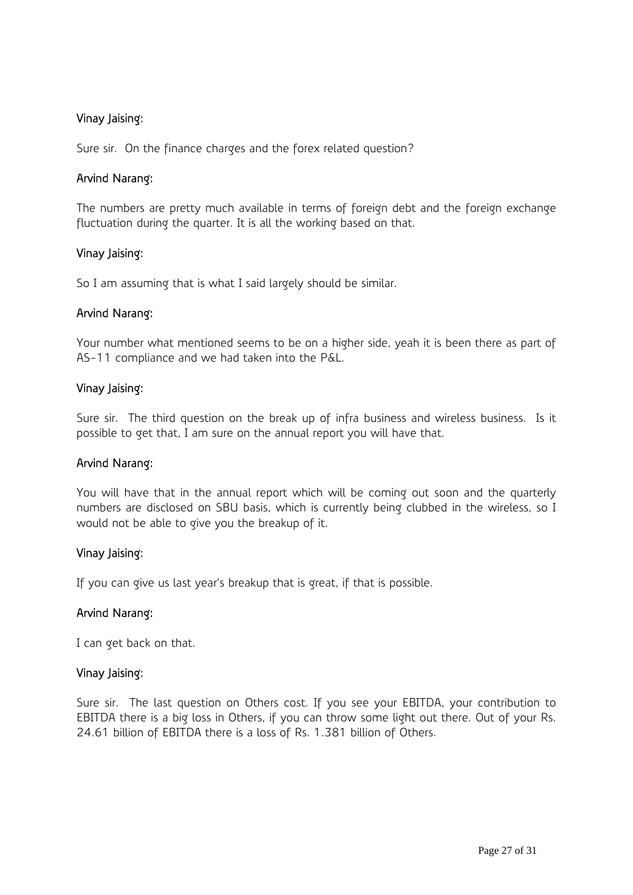**Vinay Jaising:**

Sure sir. On the finance charges and the forex related question?

**Arvind Narang:**

The numbers are pretty much available in terms of foreign debt and the foreign exchange fluctuation during the quarter. It is all the working based on that.

**Vinay Jaising:**

So I am assuming that is what I said largely should be similar.

**Arvind Narang:**

Your number what mentioned seems to be on a higher side, yeah it is been there as part of AS-11 compliance and we had taken into the P&L.

**Vinay Jaising:**

Sure sir. The third question on the break up of infra business and wireless business. Is it possible to get that, I am sure on the annual report you will have that.

**Arvind Narang:**

You will have that in the annual report which will be coming out soon and the quarterly numbers are disclosed on SBU basis, which is currently being clubbed in the wireless, so I would not be able to give you the breakup of it.

**Vinay Jaising:**

If you can give us last year's breakup that is great, if that is possible.

**Arvind Narang:**

I can get back on that.

**Vinay Jaising:**

Sure sir. The last question on Others cost. If you see your EBITDA, your contribution to EBITDA there is a big loss in Others, if you can throw some light out there. Out of your Rs. 24.61 billion of EBITDA there is a loss of Rs. 1.381 billion of Others.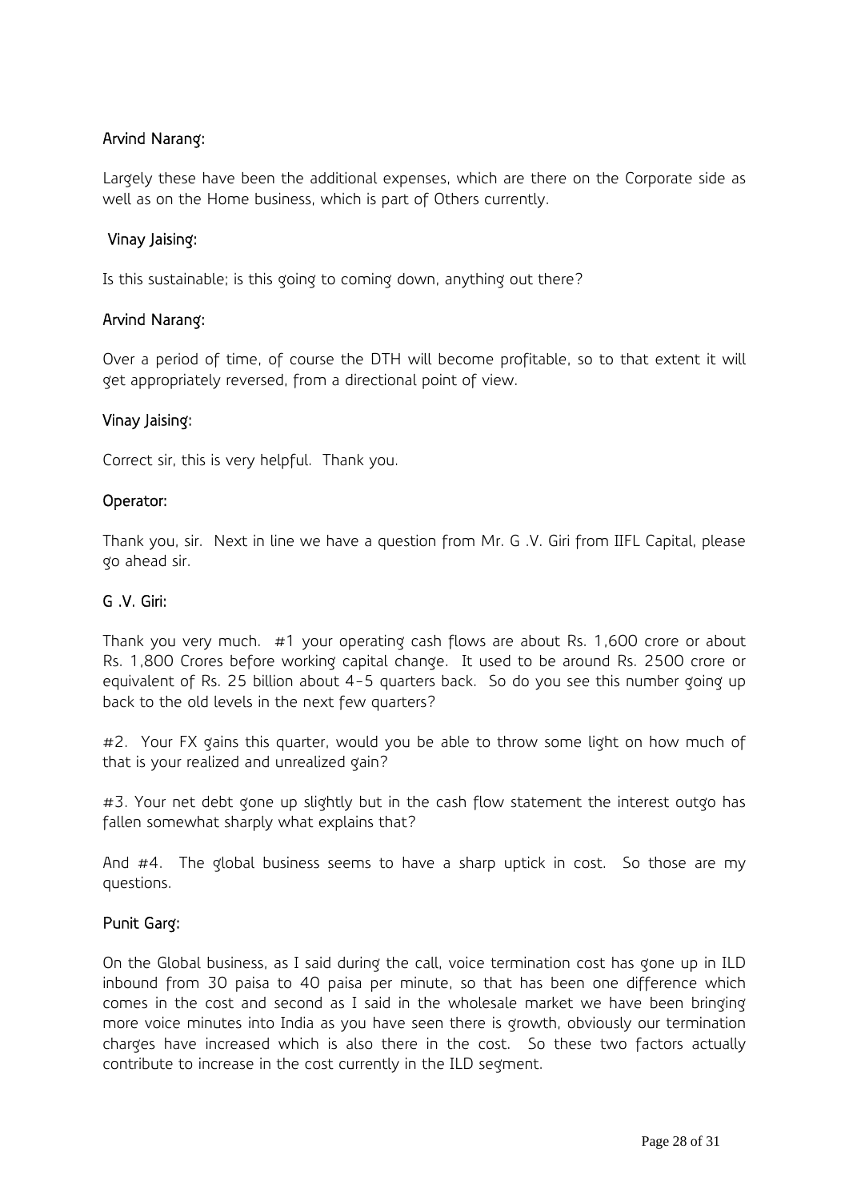**Arvind Narang:**

Largely these have been the additional expenses, which are there on the Corporate side as well as on the Home business, which is part of Others currently.

**Vinay Jaising:**

Is this sustainable; is this going to coming down, anything out there?

**Arvind Narang:**

Over a period of time, of course the DTH will become profitable, so to that extent it will get appropriately reversed, from a directional point of view.

**Vinay Jaising:**

Correct sir, this is very helpful. Thank you.

**Operator:**

Thank you, sir. Next in line we have a question from Mr. G .V. Giri from IIFL Capital, please go ahead sir.

**G .V. Giri:**

Thank you very much. #1 your operating cash flows are about Rs. 1,600 crore or about Rs. 1,800 Crores before working capital change. It used to be around Rs. 2500 crore or equivalent of Rs. 25 billion about 4-5 quarters back. So do you see this number going up back to the old levels in the next few quarters?

#2. Your FX gains this quarter, would you be able to throw some light on how much of that is your realized and unrealized gain?

#3. Your net debt gone up slightly but in the cash flow statement the interest outgo has fallen somewhat sharply what explains that?

And #4. The global business seems to have a sharp uptick in cost. So those are my questions.

**Punit Garg:**

On the Global business, as I said during the call, voice termination cost has gone up in ILD inbound from 30 paisa to 40 paisa per minute, so that has been one difference which comes in the cost and second as I said in the wholesale market we have been bringing more voice minutes into India as you have seen there is growth, obviously our termination charges have increased which is also there in the cost. So these two factors actually contribute to increase in the cost currently in the ILD segment.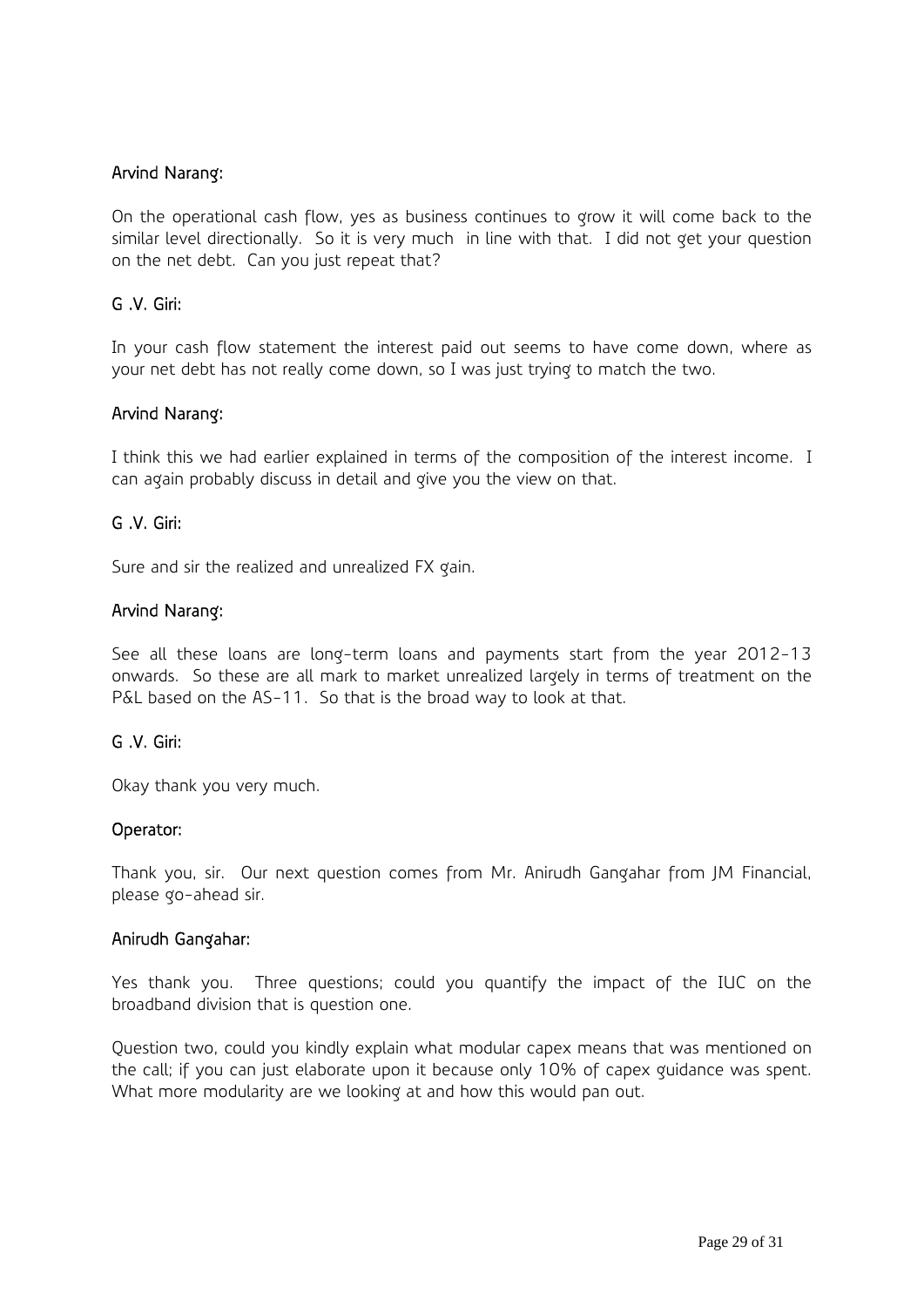**Arvind Narang:**

On the operational cash flow, yes as business continues to grow it will come back to the similar level directionally. So it is very much in line with that. I did not get your question on the net debt. Can you just repeat that?

**G .V. Giri:**

In your cash flow statement the interest paid out seems to have come down, where as your net debt has not really come down, so I was just trying to match the two.

**Arvind Narang:**

I think this we had earlier explained in terms of the composition of the interest income. I can again probably discuss in detail and give you the view on that.

**G .V. Giri:**

Sure and sir the realized and unrealized FX gain.

**Arvind Narang:**

See all these loans are long-term loans and payments start from the year 2012-13 onwards. So these are all mark to market unrealized largely in terms of treatment on the P&L based on the AS-11. So that is the broad way to look at that.

**G .V. Giri:**

Okay thank you very much.

**Operator:**

Thank you, sir. Our next question comes from Mr. Anirudh Gangahar from JM Financial, please go-ahead sir.

**Anirudh Gangahar:**

Yes thank you. Three questions; could you quantify the impact of the IUC on the broadband division that is question one.

Question two, could you kindly explain what modular capex means that was mentioned on the call; if you can just elaborate upon it because only 10% of capex guidance was spent. What more modularity are we looking at and how this would pan out.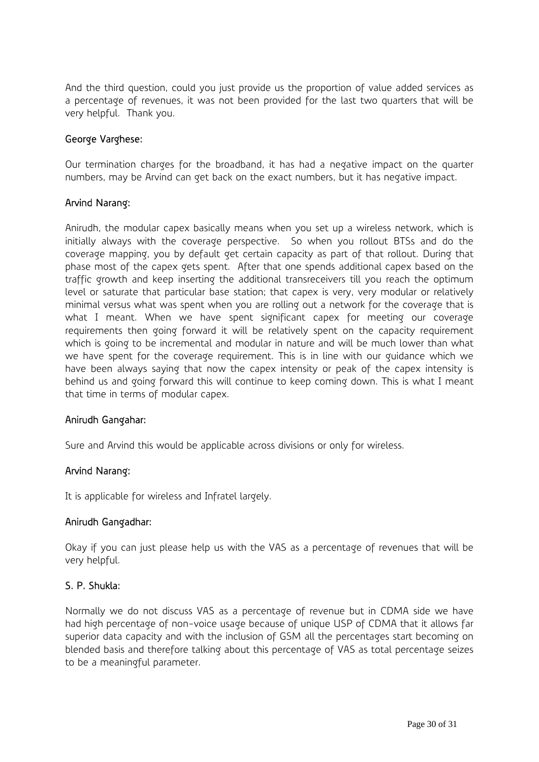And the third question, could you just provide us the proportion of value added services as a percentage of revenues, it was not been provided for the last two quarters that will be very helpful. Thank you.

**George Varghese:**

Our termination charges for the broadband, it has had a negative impact on the quarter numbers, may be Arvind can get back on the exact numbers, but it has negative impact.

**Arvind Narang:**

Anirudh, the modular capex basically means when you set up a wireless network, which is initially always with the coverage perspective. So when you rollout BTSs and do the coverage mapping, you by default get certain capacity as part of that rollout. During that phase most of the capex gets spent. After that one spends additional capex based on the traffic growth and keep inserting the additional transreceivers till you reach the optimum level or saturate that particular base station; that capex is very, very modular or relatively minimal versus what was spent when you are rolling out a network for the coverage that is what I meant. When we have spent significant capex for meeting our coverage requirements then going forward it will be relatively spent on the capacity requirement which is going to be incremental and modular in nature and will be much lower than what we have spent for the coverage requirement. This is in line with our guidance which we have been always saying that now the capex intensity or peak of the capex intensity is behind us and going forward this will continue to keep coming down. This is what I meant that time in terms of modular capex.

**Anirudh Gangahar:**

Sure and Arvind this would be applicable across divisions or only for wireless.

**Arvind Narang:**

It is applicable for wireless and Infratel largely.

**Anirudh Gangadhar:**

Okay if you can just please help us with the VAS as a percentage of revenues that will be very helpful.

**S. P. Shukla:**

Normally we do not discuss VAS as a percentage of revenue but in CDMA side we have had high percentage of non-voice usage because of unique USP of CDMA that it allows far superior data capacity and with the inclusion of GSM all the percentages start becoming on blended basis and therefore talking about this percentage of VAS as total percentage seizes to be a meaningful parameter.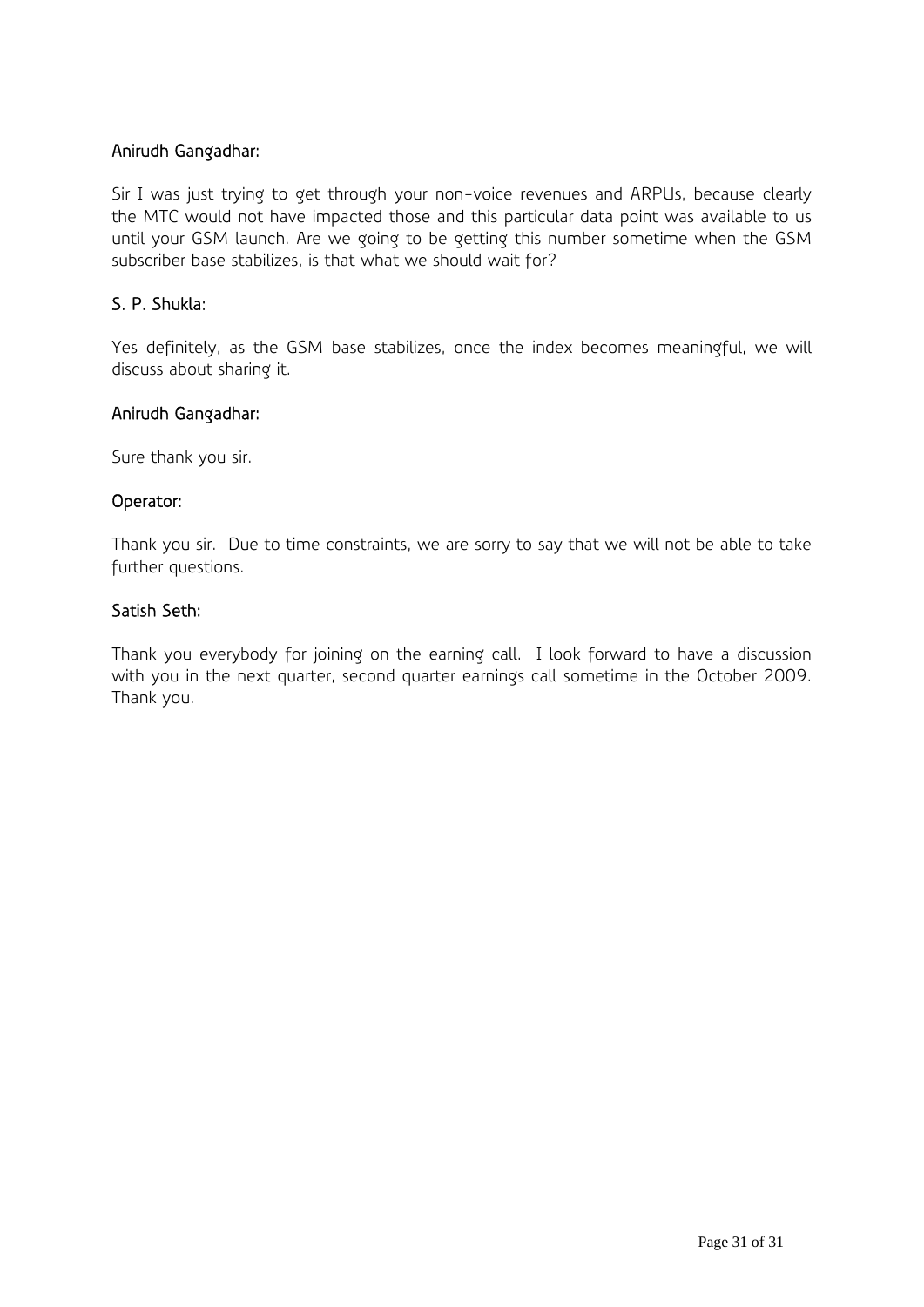**Anirudh Gangadhar:**

Sir I was just trying to get through your non-voice revenues and ARPUs, because clearly the MTC would not have impacted those and this particular data point was available to us until your GSM launch. Are we going to be getting this number sometime when the GSM subscriber base stabilizes, is that what we should wait for?

**S. P. Shukla:**

Yes definitely, as the GSM base stabilizes, once the index becomes meaningful, we will discuss about sharing it.

**Anirudh Gangadhar:**

Sure thank you sir.

**Operator:**

Thank you sir. Due to time constraints, we are sorry to say that we will not be able to take further questions.

**Satish Seth:**

Thank you everybody for joining on the earning call. I look forward to have a discussion with you in the next quarter, second quarter earnings call sometime in the October 2009. Thank you.